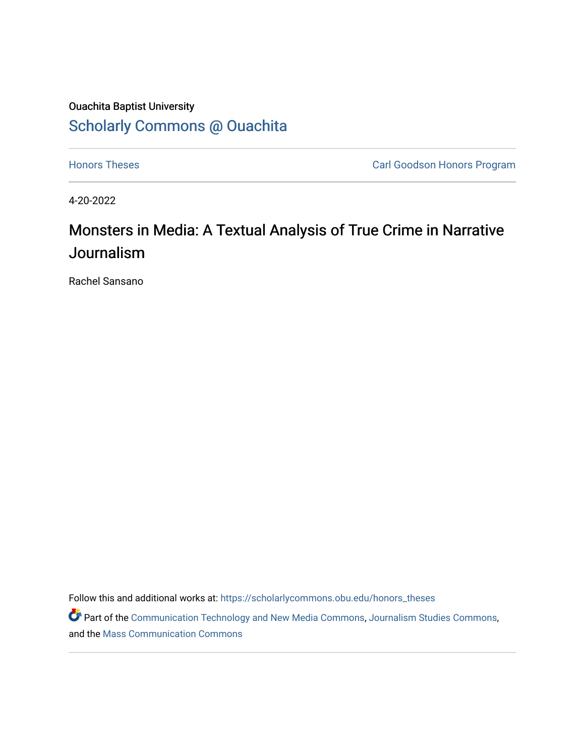Ouachita Baptist University

# Scholarly Commons @ Ouachita

Honors Theses

Carl Goodson Honors Program

4-20-2022

# Monsters in Media: A Textual Analysis of True Crime in Narrative Journalism

Rachel Sansano

Follow this and additional works at: https://scholarlycommons.obu.edu/honors_theses

Part of the Communication Technology and New Media Commons, Journalism Studies Commons, and the Mass Communication Commons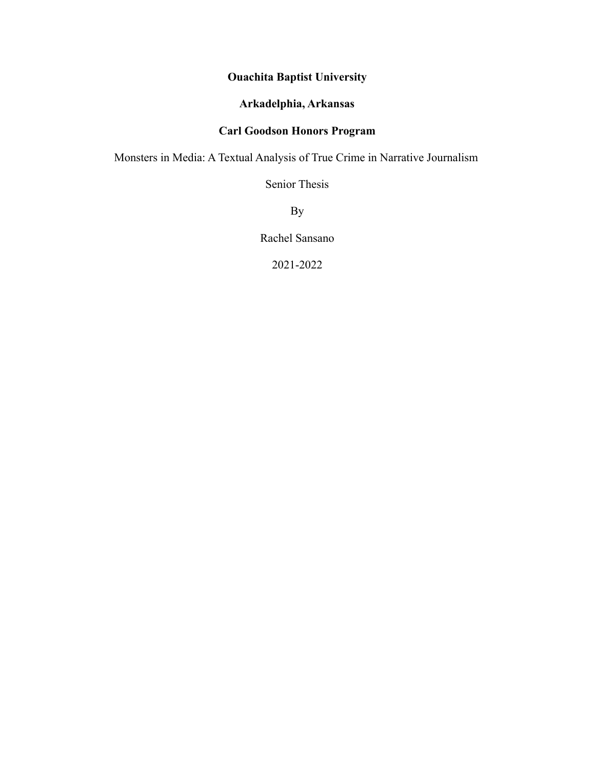**Ouachita Baptist University**

**Arkadelphia, Arkansas**

**Carl Goodson Honors Program**

Monsters in Media: A Textual Analysis of True Crime in Narrative Journalism

Senior Thesis

By

Rachel Sansano

2021-2022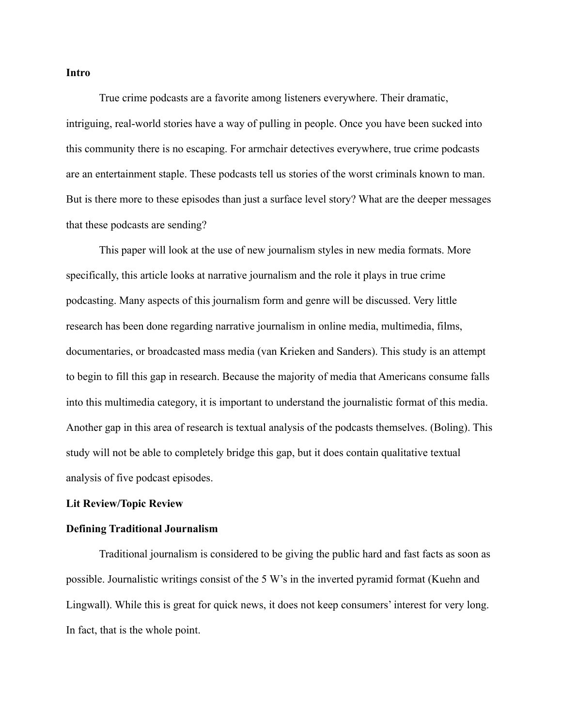## Intro

True crime podcasts are a favorite among listeners everywhere. Their dramatic, intriguing, real-world stories have a way of pulling in people. Once you have been sucked into this community there is no escaping. For armchair detectives everywhere, true crime podcasts are an entertainment staple. These podcasts tell us stories of the worst criminals known to man. But is there more to these episodes than just a surface level story? What are the deeper messages that these podcasts are sending?

This paper will look at the use of new journalism styles in new media formats. More specifically, this article looks at narrative journalism and the role it plays in true crime podcasting. Many aspects of this journalism form and genre will be discussed. Very little research has been done regarding narrative journalism in online media, multimedia, films, documentaries, or broadcasted mass media (van Krieken and Sanders). This study is an attempt to begin to fill this gap in research. Because the majority of media that Americans consume falls into this multimedia category, it is important to understand the journalistic format of this media. Another gap in this area of research is textual analysis of the podcasts themselves. (Boling). This study will not be able to completely bridge this gap, but it does contain qualitative textual analysis of five podcast episodes.

## Lit Review/Topic Review

### Defining Traditional Journalism

Traditional journalism is considered to be giving the public hard and fast facts as soon as possible. Journalistic writings consist of the 5 W's in the inverted pyramid format (Kuehn and Lingwall). While this is great for quick news, it does not keep consumers' interest for very long. In fact, that is the whole point.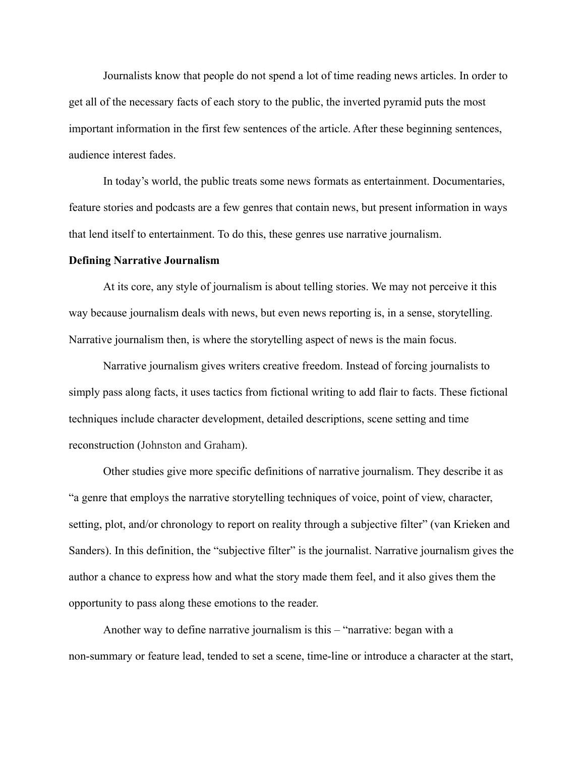Journalists know that people do not spend a lot of time reading news articles. In order to get all of the necessary facts of each story to the public, the inverted pyramid puts the most important information in the first few sentences of the article. After these beginning sentences, audience interest fades.

In today's world, the public treats some news formats as entertainment. Documentaries, feature stories and podcasts are a few genres that contain news, but present information in ways that lend itself to entertainment. To do this, these genres use narrative journalism.

**Defining Narrative Journalism**

At its core, any style of journalism is about telling stories. We may not perceive it this way because journalism deals with news, but even news reporting is, in a sense, storytelling. Narrative journalism then, is where the storytelling aspect of news is the main focus.

Narrative journalism gives writers creative freedom. Instead of forcing journalists to simply pass along facts, it uses tactics from fictional writing to add flair to facts. These fictional techniques include character development, detailed descriptions, scene setting and time reconstruction (Johnston and Graham).

Other studies give more specific definitions of narrative journalism. They describe it as "a genre that employs the narrative storytelling techniques of voice, point of view, character, setting, plot, and/or chronology to report on reality through a subjective filter" (van Krieken and Sanders). In this definition, the "subjective filter" is the journalist. Narrative journalism gives the author a chance to express how and what the story made them feel, and it also gives them the opportunity to pass along these emotions to the reader.

Another way to define narrative journalism is this – "narrative: began with a non-summary or feature lead, tended to set a scene, time-line or introduce a character at the start,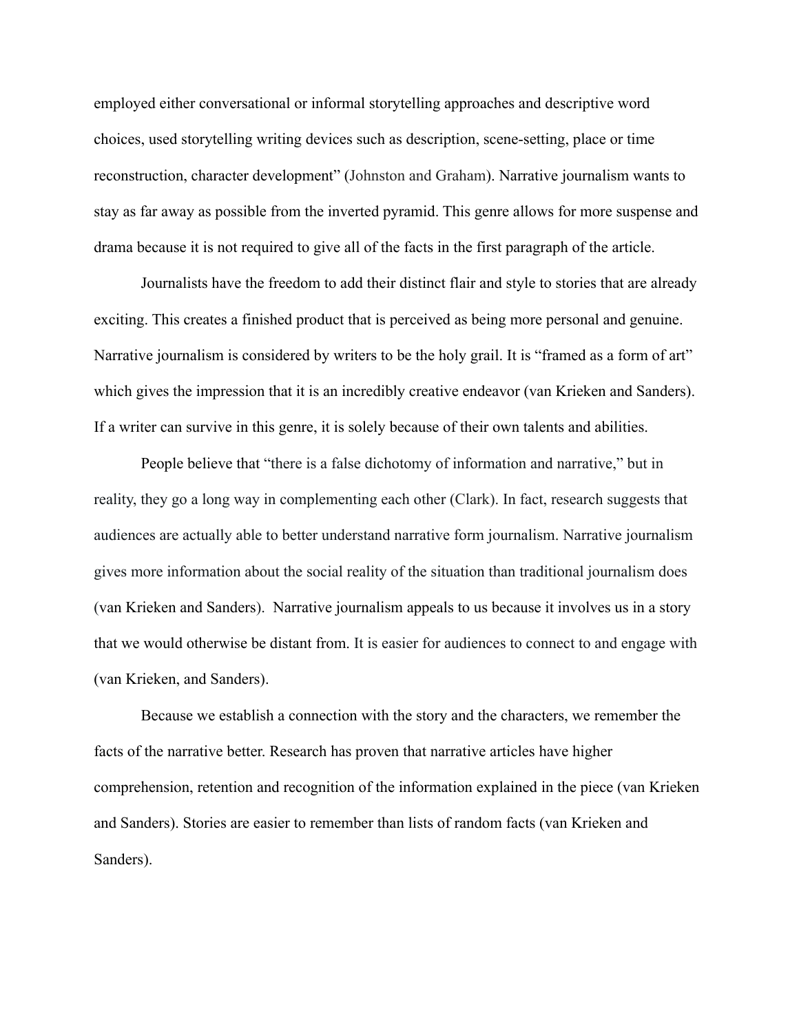employed either conversational or informal storytelling approaches and descriptive word choices, used storytelling writing devices such as description, scene-setting, place or time reconstruction, character development" (Johnston and Graham). Narrative journalism wants to stay as far away as possible from the inverted pyramid. This genre allows for more suspense and drama because it is not required to give all of the facts in the first paragraph of the article.

Journalists have the freedom to add their distinct flair and style to stories that are already exciting. This creates a finished product that is perceived as being more personal and genuine. Narrative journalism is considered by writers to be the holy grail. It is "framed as a form of art" which gives the impression that it is an incredibly creative endeavor (van Krieken and Sanders). If a writer can survive in this genre, it is solely because of their own talents and abilities.

People believe that "there is a false dichotomy of information and narrative," but in reality, they go a long way in complementing each other (Clark). In fact, research suggests that audiences are actually able to better understand narrative form journalism. Narrative journalism gives more information about the social reality of the situation than traditional journalism does (van Krieken and Sanders). Narrative journalism appeals to us because it involves us in a story that we would otherwise be distant from. It is easier for audiences to connect to and engage with (van Krieken, and Sanders).

Because we establish a connection with the story and the characters, we remember the facts of the narrative better. Research has proven that narrative articles have higher comprehension, retention and recognition of the information explained in the piece (van Krieken and Sanders). Stories are easier to remember than lists of random facts (van Krieken and Sanders).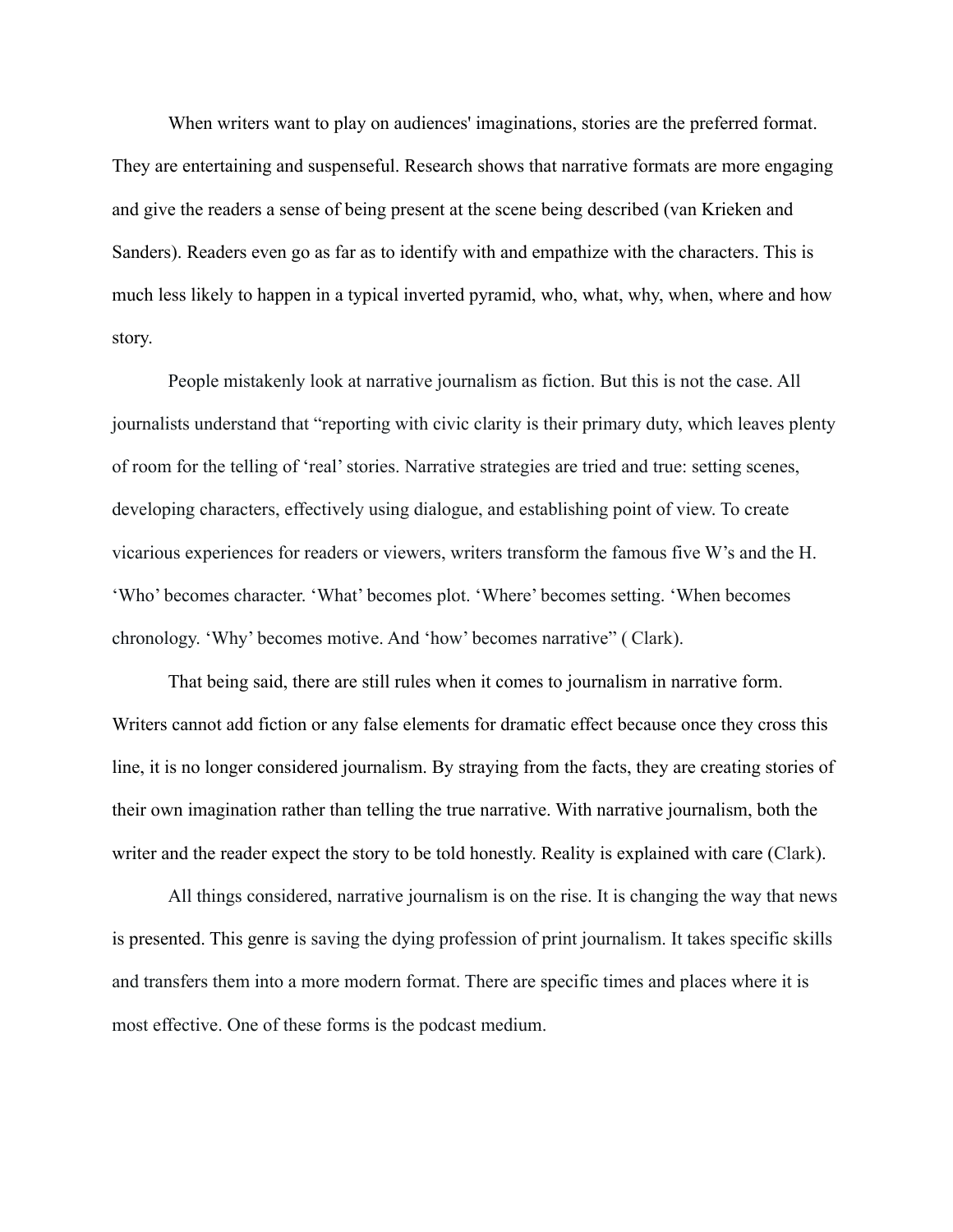When writers want to play on audiences' imaginations, stories are the preferred format. They are entertaining and suspenseful. Research shows that narrative formats are more engaging and give the readers a sense of being present at the scene being described (van Krieken and Sanders). Readers even go as far as to identify with and empathize with the characters. This is much less likely to happen in a typical inverted pyramid, who, what, why, when, where and how story.

People mistakenly look at narrative journalism as fiction. But this is not the case. All journalists understand that "reporting with civic clarity is their primary duty, which leaves plenty of room for the telling of 'real' stories. Narrative strategies are tried and true: setting scenes, developing characters, effectively using dialogue, and establishing point of view. To create vicarious experiences for readers or viewers, writers transform the famous five W's and the H. 'Who' becomes character. 'What' becomes plot. 'Where' becomes setting. 'When becomes chronology. 'Why' becomes motive. And 'how' becomes narrative" ( Clark).

That being said, there are still rules when it comes to journalism in narrative form. Writers cannot add fiction or any false elements for dramatic effect because once they cross this line, it is no longer considered journalism. By straying from the facts, they are creating stories of their own imagination rather than telling the true narrative. With narrative journalism, both the writer and the reader expect the story to be told honestly. Reality is explained with care (Clark).

All things considered, narrative journalism is on the rise. It is changing the way that news is presented. This genre is saving the dying profession of print journalism. It takes specific skills and transfers them into a more modern format. There are specific times and places where it is most effective. One of these forms is the podcast medium.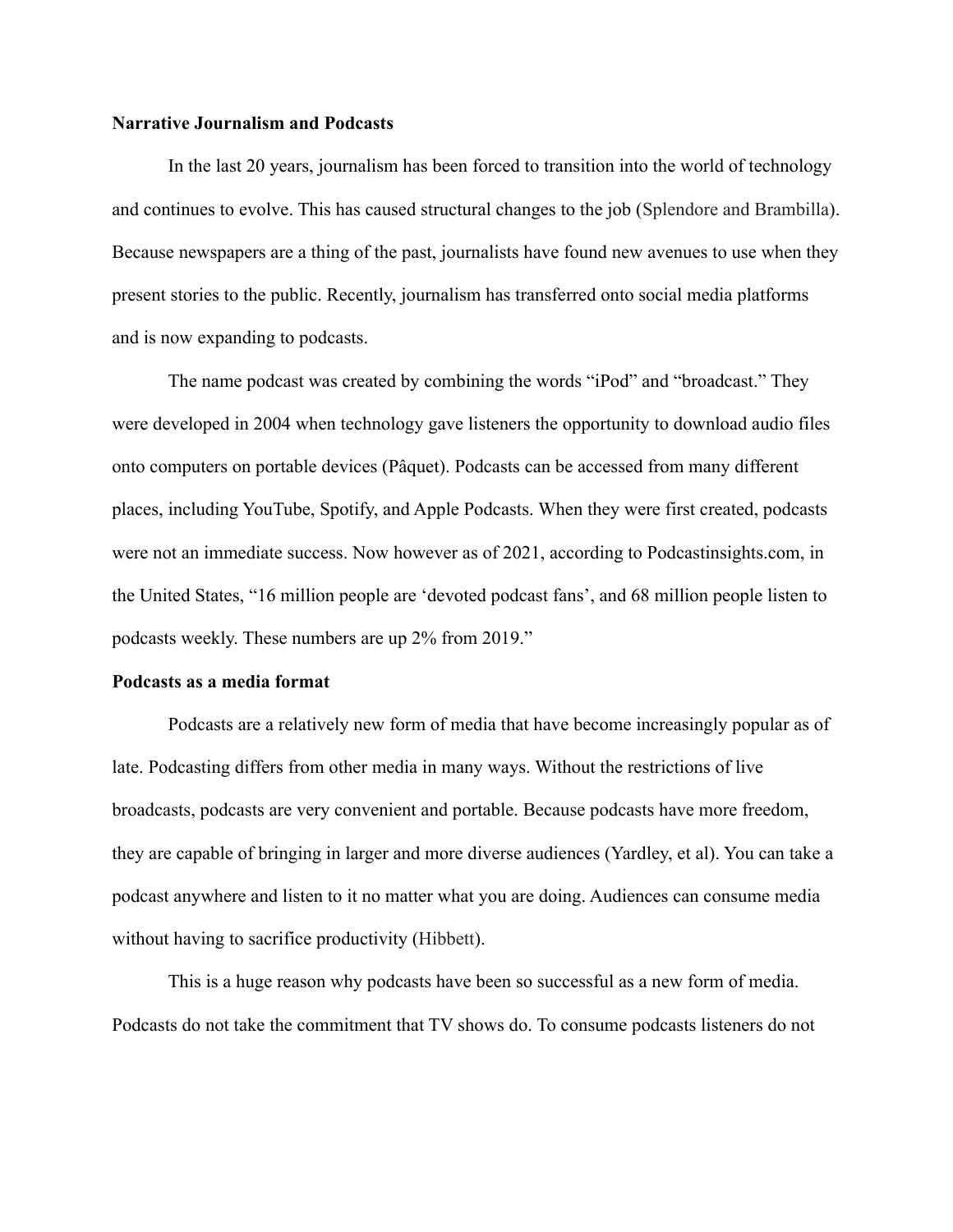**Narrative Journalism and Podcasts**

In the last 20 years, journalism has been forced to transition into the world of technology and continues to evolve. This has caused structural changes to the job (Splendore and Brambilla). Because newspapers are a thing of the past, journalists have found new avenues to use when they present stories to the public. Recently, journalism has transferred onto social media platforms and is now expanding to podcasts.

The name podcast was created by combining the words "iPod" and "broadcast." They were developed in 2004 when technology gave listeners the opportunity to download audio files onto computers on portable devices (Pâquet). Podcasts can be accessed from many different places, including YouTube, Spotify, and Apple Podcasts. When they were first created, podcasts were not an immediate success. Now however as of 2021, according to Podcastinsights.com, in the United States, "16 million people are 'devoted podcast fans', and 68 million people listen to podcasts weekly. These numbers are up 2% from 2019."

**Podcasts as a media format**

Podcasts are a relatively new form of media that have become increasingly popular as of late. Podcasting differs from other media in many ways. Without the restrictions of live broadcasts, podcasts are very convenient and portable. Because podcasts have more freedom, they are capable of bringing in larger and more diverse audiences (Yardley, et al). You can take a podcast anywhere and listen to it no matter what you are doing. Audiences can consume media without having to sacrifice productivity (Hibbett).

This is a huge reason why podcasts have been so successful as a new form of media. Podcasts do not take the commitment that TV shows do. To consume podcasts listeners do not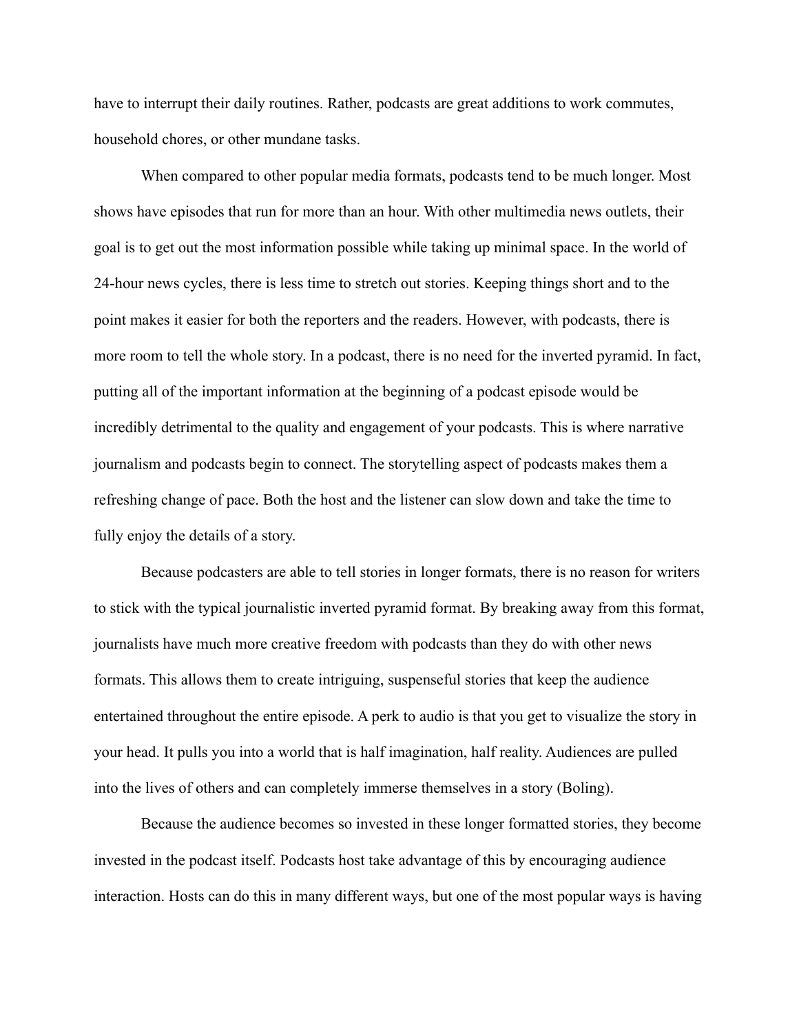have to interrupt their daily routines. Rather, podcasts are great additions to work commutes, household chores, or other mundane tasks.

When compared to other popular media formats, podcasts tend to be much longer. Most shows have episodes that run for more than an hour. With other multimedia news outlets, their goal is to get out the most information possible while taking up minimal space. In the world of 24-hour news cycles, there is less time to stretch out stories. Keeping things short and to the point makes it easier for both the reporters and the readers. However, with podcasts, there is more room to tell the whole story. In a podcast, there is no need for the inverted pyramid. In fact, putting all of the important information at the beginning of a podcast episode would be incredibly detrimental to the quality and engagement of your podcasts. This is where narrative journalism and podcasts begin to connect. The storytelling aspect of podcasts makes them a refreshing change of pace. Both the host and the listener can slow down and take the time to fully enjoy the details of a story.

Because podcasters are able to tell stories in longer formats, there is no reason for writers to stick with the typical journalistic inverted pyramid format. By breaking away from this format, journalists have much more creative freedom with podcasts than they do with other news formats. This allows them to create intriguing, suspenseful stories that keep the audience entertained throughout the entire episode. A perk to audio is that you get to visualize the story in your head. It pulls you into a world that is half imagination, half reality. Audiences are pulled into the lives of others and can completely immerse themselves in a story (Boling).

Because the audience becomes so invested in these longer formatted stories, they become invested in the podcast itself. Podcasts host take advantage of this by encouraging audience interaction. Hosts can do this in many different ways, but one of the most popular ways is having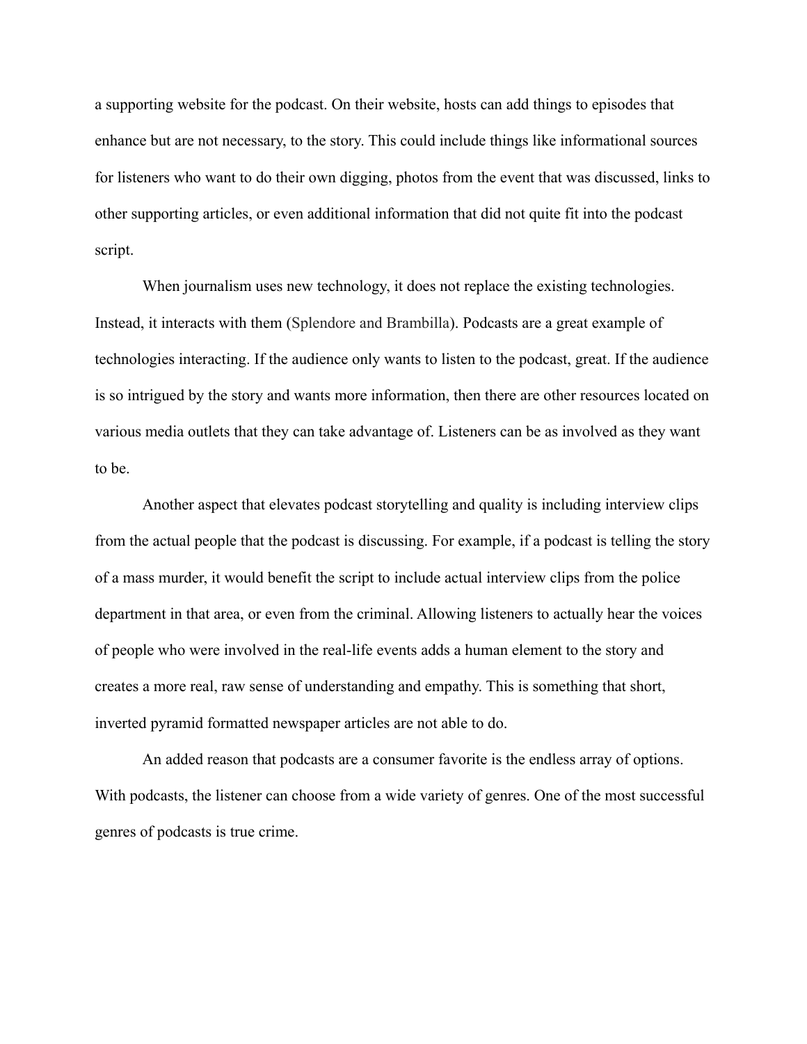a supporting website for the podcast. On their website, hosts can add things to episodes that enhance but are not necessary, to the story. This could include things like informational sources for listeners who want to do their own digging, photos from the event that was discussed, links to other supporting articles, or even additional information that did not quite fit into the podcast script.

When journalism uses new technology, it does not replace the existing technologies. Instead, it interacts with them (Splendore and Brambilla). Podcasts are a great example of technologies interacting. If the audience only wants to listen to the podcast, great. If the audience is so intrigued by the story and wants more information, then there are other resources located on various media outlets that they can take advantage of. Listeners can be as involved as they want to be.

Another aspect that elevates podcast storytelling and quality is including interview clips from the actual people that the podcast is discussing. For example, if a podcast is telling the story of a mass murder, it would benefit the script to include actual interview clips from the police department in that area, or even from the criminal. Allowing listeners to actually hear the voices of people who were involved in the real-life events adds a human element to the story and creates a more real, raw sense of understanding and empathy. This is something that short, inverted pyramid formatted newspaper articles are not able to do.

An added reason that podcasts are a consumer favorite is the endless array of options. With podcasts, the listener can choose from a wide variety of genres. One of the most successful genres of podcasts is true crime.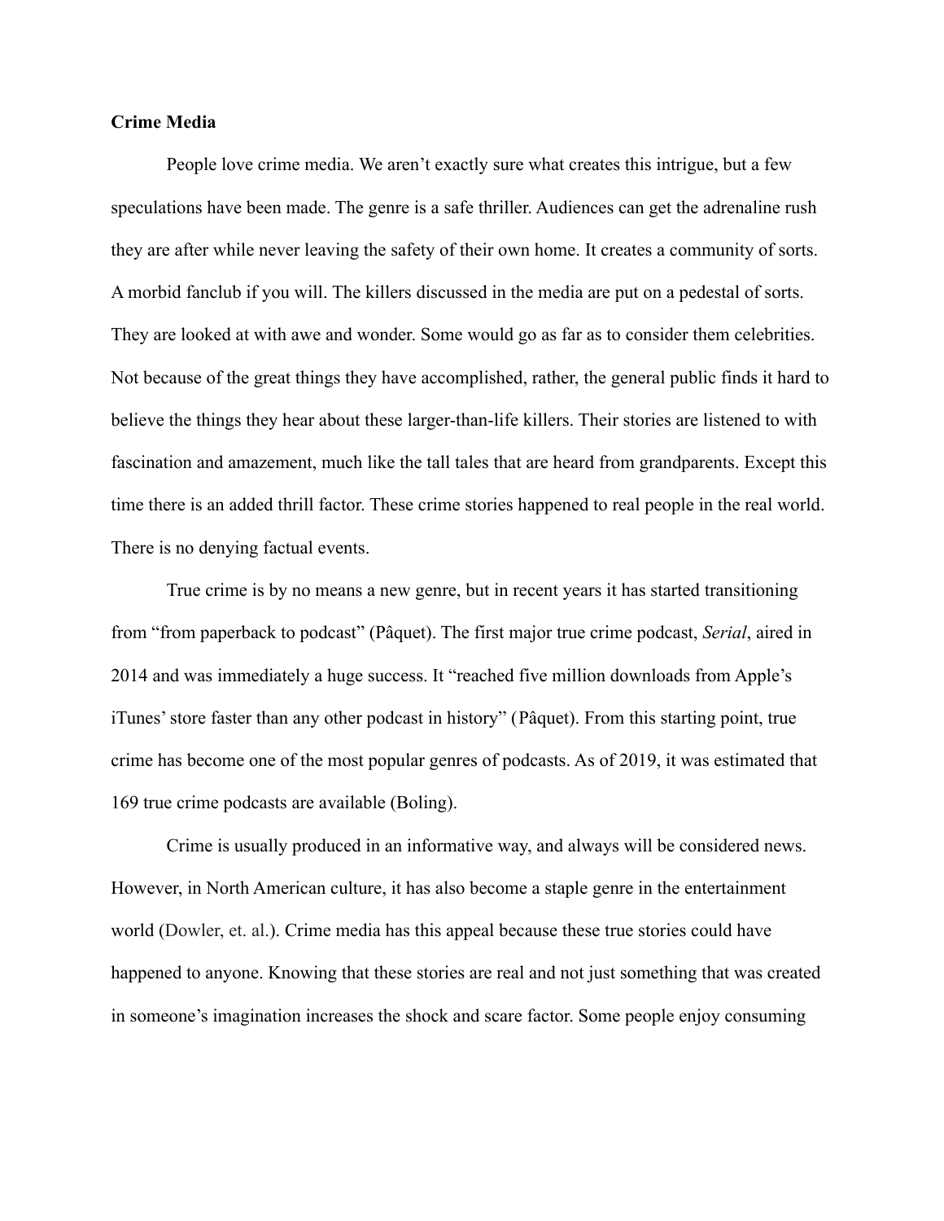**Crime Media**

People love crime media. We aren't exactly sure what creates this intrigue, but a few speculations have been made. The genre is a safe thriller. Audiences can get the adrenaline rush they are after while never leaving the safety of their own home. It creates a community of sorts. A morbid fanclub if you will. The killers discussed in the media are put on a pedestal of sorts. They are looked at with awe and wonder. Some would go as far as to consider them celebrities. Not because of the great things they have accomplished, rather, the general public finds it hard to believe the things they hear about these larger-than-life killers. Their stories are listened to with fascination and amazement, much like the tall tales that are heard from grandparents. Except this time there is an added thrill factor. These crime stories happened to real people in the real world. There is no denying factual events.

True crime is by no means a new genre, but in recent years it has started transitioning from "from paperback to podcast" (Pâquet). The first major true crime podcast, *Serial*, aired in 2014 and was immediately a huge success. It "reached five million downloads from Apple's iTunes' store faster than any other podcast in history" (Pâquet). From this starting point, true crime has become one of the most popular genres of podcasts. As of 2019, it was estimated that 169 true crime podcasts are available (Boling).

Crime is usually produced in an informative way, and always will be considered news. However, in North American culture, it has also become a staple genre in the entertainment world (Dowler, et. al.). Crime media has this appeal because these true stories could have happened to anyone. Knowing that these stories are real and not just something that was created in someone's imagination increases the shock and scare factor. Some people enjoy consuming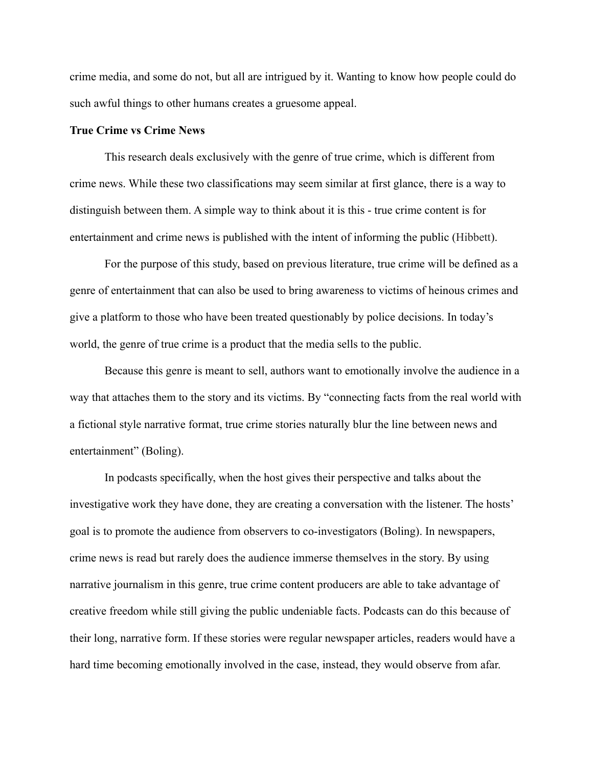crime media, and some do not, but all are intrigued by it. Wanting to know how people could do such awful things to other humans creates a gruesome appeal.

**True Crime vs Crime News**

This research deals exclusively with the genre of true crime, which is different from crime news. While these two classifications may seem similar at first glance, there is a way to distinguish between them. A simple way to think about it is this - true crime content is for entertainment and crime news is published with the intent of informing the public (Hibbett).

For the purpose of this study, based on previous literature, true crime will be defined as a genre of entertainment that can also be used to bring awareness to victims of heinous crimes and give a platform to those who have been treated questionably by police decisions. In today's world, the genre of true crime is a product that the media sells to the public.

Because this genre is meant to sell, authors want to emotionally involve the audience in a way that attaches them to the story and its victims. By "connecting facts from the real world with a fictional style narrative format, true crime stories naturally blur the line between news and entertainment" (Boling).

In podcasts specifically, when the host gives their perspective and talks about the investigative work they have done, they are creating a conversation with the listener. The hosts' goal is to promote the audience from observers to co-investigators (Boling). In newspapers, crime news is read but rarely does the audience immerse themselves in the story. By using narrative journalism in this genre, true crime content producers are able to take advantage of creative freedom while still giving the public undeniable facts. Podcasts can do this because of their long, narrative form. If these stories were regular newspaper articles, readers would have a hard time becoming emotionally involved in the case, instead, they would observe from afar.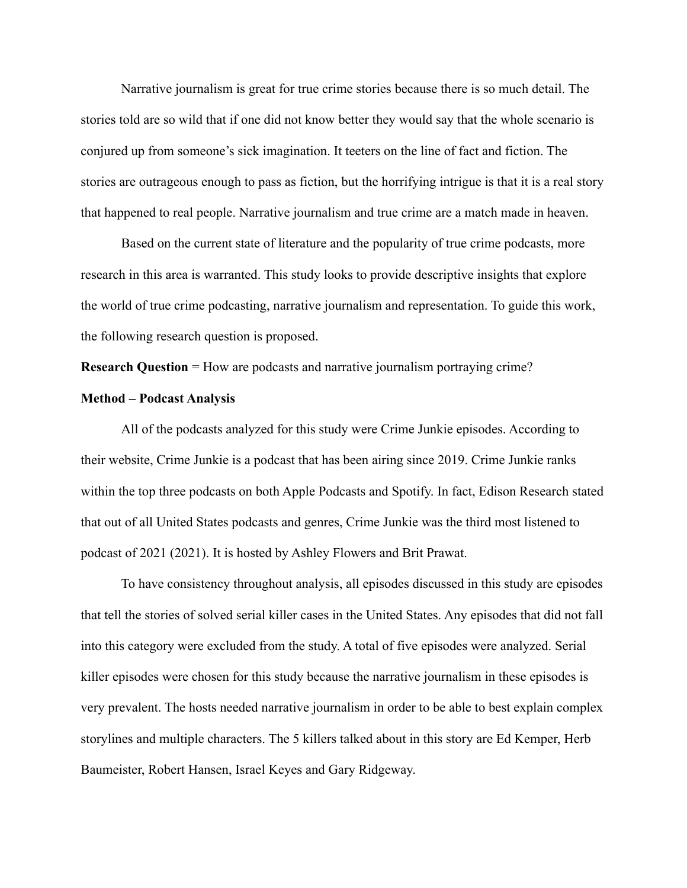Narrative journalism is great for true crime stories because there is so much detail. The stories told are so wild that if one did not know better they would say that the whole scenario is conjured up from someone's sick imagination. It teeters on the line of fact and fiction. The stories are outrageous enough to pass as fiction, but the horrifying intrigue is that it is a real story that happened to real people. Narrative journalism and true crime are a match made in heaven.

Based on the current state of literature and the popularity of true crime podcasts, more research in this area is warranted. This study looks to provide descriptive insights that explore the world of true crime podcasting, narrative journalism and representation. To guide this work, the following research question is proposed.

**Research Question** = How are podcasts and narrative journalism portraying crime?

**Method – Podcast Analysis**

All of the podcasts analyzed for this study were Crime Junkie episodes. According to their website, Crime Junkie is a podcast that has been airing since 2019. Crime Junkie ranks within the top three podcasts on both Apple Podcasts and Spotify. In fact, Edison Research stated that out of all United States podcasts and genres, Crime Junkie was the third most listened to podcast of 2021 (2021). It is hosted by Ashley Flowers and Brit Prawat.

To have consistency throughout analysis, all episodes discussed in this study are episodes that tell the stories of solved serial killer cases in the United States. Any episodes that did not fall into this category were excluded from the study. A total of five episodes were analyzed. Serial killer episodes were chosen for this study because the narrative journalism in these episodes is very prevalent. The hosts needed narrative journalism in order to be able to best explain complex storylines and multiple characters. The 5 killers talked about in this story are Ed Kemper, Herb Baumeister, Robert Hansen, Israel Keyes and Gary Ridgeway.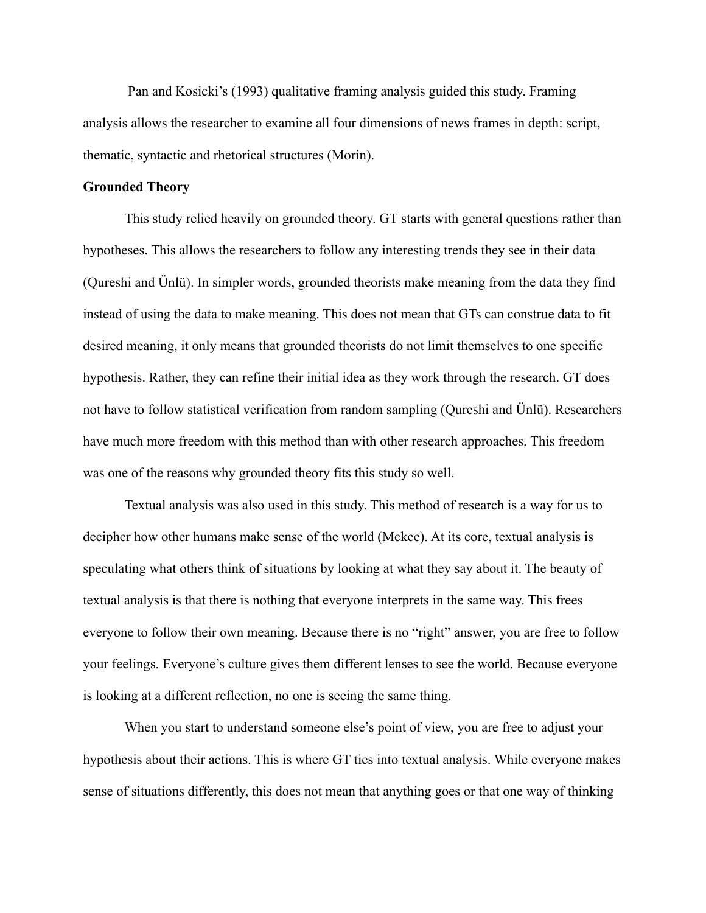Pan and Kosicki's (1993) qualitative framing analysis guided this study. Framing analysis allows the researcher to examine all four dimensions of news frames in depth: script, thematic, syntactic and rhetorical structures (Morin).

**Grounded Theory**

This study relied heavily on grounded theory. GT starts with general questions rather than hypotheses. This allows the researchers to follow any interesting trends they see in their data (Qureshi and Ünlü). In simpler words, grounded theorists make meaning from the data they find instead of using the data to make meaning. This does not mean that GTs can construe data to fit desired meaning, it only means that grounded theorists do not limit themselves to one specific hypothesis. Rather, they can refine their initial idea as they work through the research. GT does not have to follow statistical verification from random sampling (Qureshi and Ünlü). Researchers have much more freedom with this method than with other research approaches. This freedom was one of the reasons why grounded theory fits this study so well.

Textual analysis was also used in this study. This method of research is a way for us to decipher how other humans make sense of the world (Mckee). At its core, textual analysis is speculating what others think of situations by looking at what they say about it. The beauty of textual analysis is that there is nothing that everyone interprets in the same way. This frees everyone to follow their own meaning. Because there is no "right" answer, you are free to follow your feelings. Everyone's culture gives them different lenses to see the world. Because everyone is looking at a different reflection, no one is seeing the same thing.

When you start to understand someone else's point of view, you are free to adjust your hypothesis about their actions. This is where GT ties into textual analysis. While everyone makes sense of situations differently, this does not mean that anything goes or that one way of thinking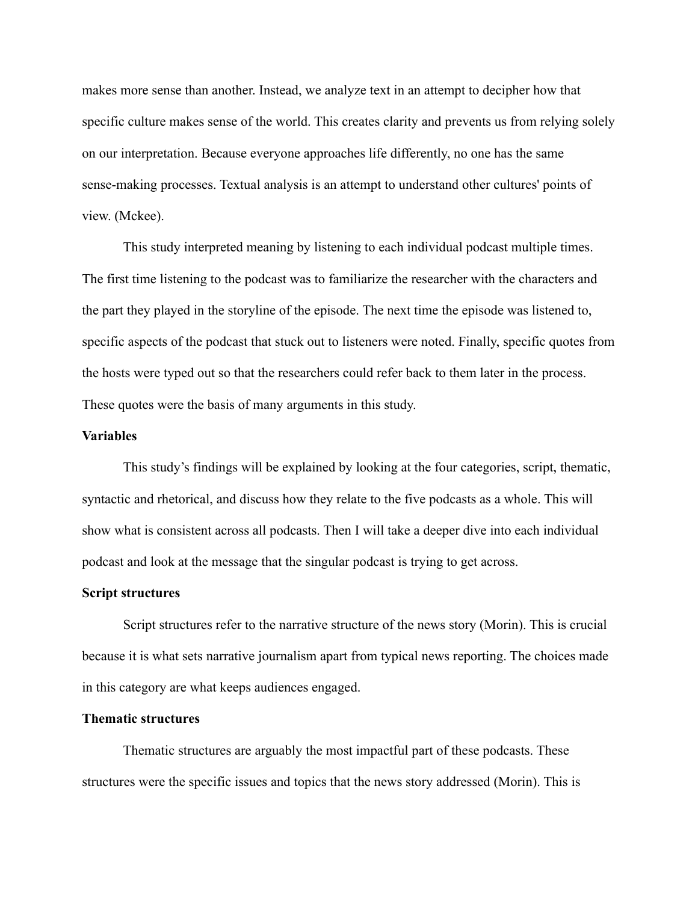makes more sense than another. Instead, we analyze text in an attempt to decipher how that specific culture makes sense of the world. This creates clarity and prevents us from relying solely on our interpretation. Because everyone approaches life differently, no one has the same sense-making processes. Textual analysis is an attempt to understand other cultures' points of view. (Mckee).

This study interpreted meaning by listening to each individual podcast multiple times. The first time listening to the podcast was to familiarize the researcher with the characters and the part they played in the storyline of the episode. The next time the episode was listened to, specific aspects of the podcast that stuck out to listeners were noted. Finally, specific quotes from the hosts were typed out so that the researchers could refer back to them later in the process. These quotes were the basis of many arguments in this study.

**Variables**

This study's findings will be explained by looking at the four categories, script, thematic, syntactic and rhetorical, and discuss how they relate to the five podcasts as a whole. This will show what is consistent across all podcasts. Then I will take a deeper dive into each individual podcast and look at the message that the singular podcast is trying to get across.

**Script structures**

Script structures refer to the narrative structure of the news story (Morin). This is crucial because it is what sets narrative journalism apart from typical news reporting. The choices made in this category are what keeps audiences engaged.

**Thematic structures**

Thematic structures are arguably the most impactful part of these podcasts. These structures were the specific issues and topics that the news story addressed (Morin). This is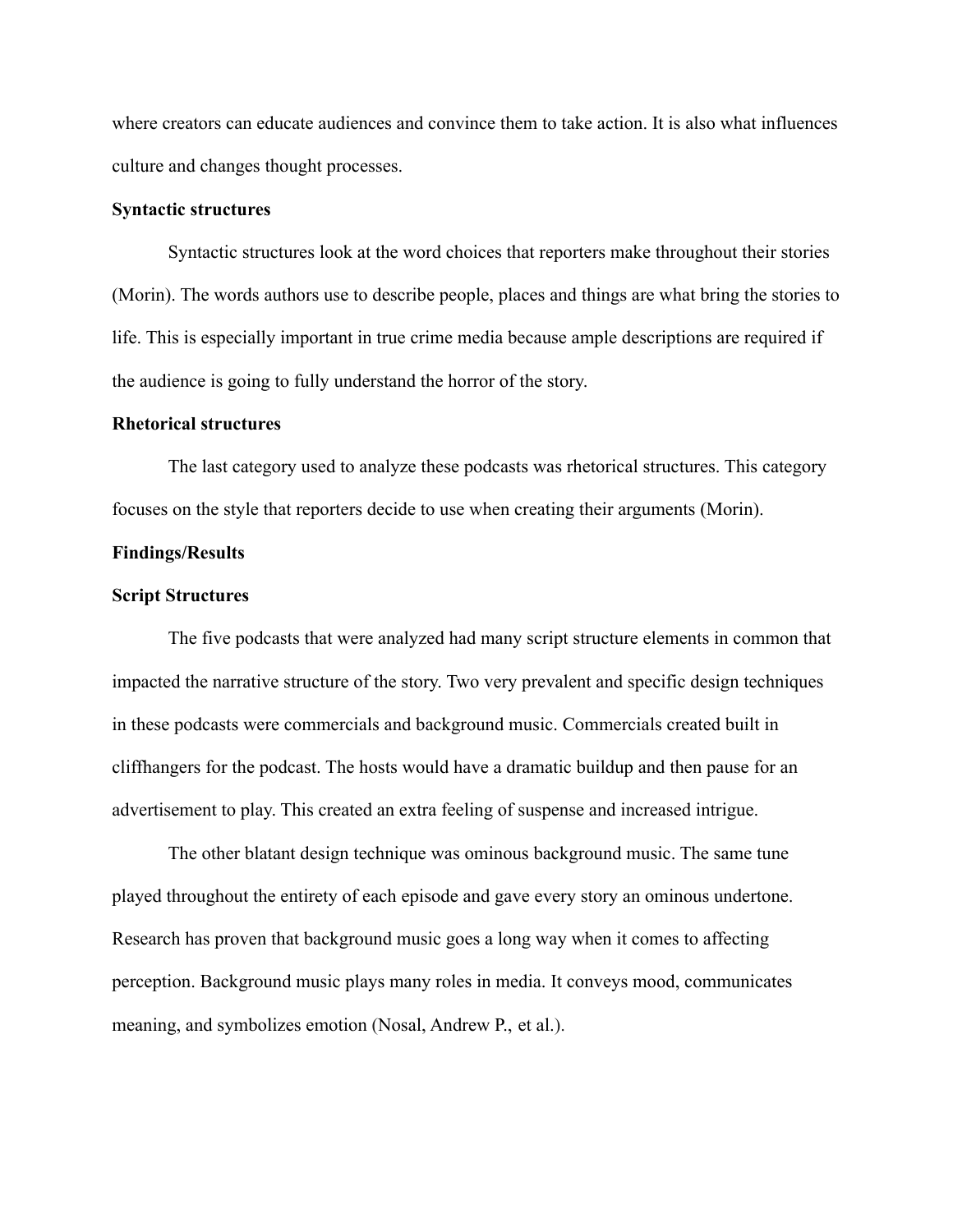where creators can educate audiences and convince them to take action. It is also what influences culture and changes thought processes.

**Syntactic structures**

Syntactic structures look at the word choices that reporters make throughout their stories (Morin). The words authors use to describe people, places and things are what bring the stories to life. This is especially important in true crime media because ample descriptions are required if the audience is going to fully understand the horror of the story.

**Rhetorical structures**

The last category used to analyze these podcasts was rhetorical structures. This category focuses on the style that reporters decide to use when creating their arguments (Morin).

**Findings/Results**

**Script Structures**

The five podcasts that were analyzed had many script structure elements in common that impacted the narrative structure of the story. Two very prevalent and specific design techniques in these podcasts were commercials and background music. Commercials created built in cliffhangers for the podcast. The hosts would have a dramatic buildup and then pause for an advertisement to play. This created an extra feeling of suspense and increased intrigue.

The other blatant design technique was ominous background music. The same tune played throughout the entirety of each episode and gave every story an ominous undertone. Research has proven that background music goes a long way when it comes to affecting perception. Background music plays many roles in media. It conveys mood, communicates meaning, and symbolizes emotion (Nosal, Andrew P., et al.).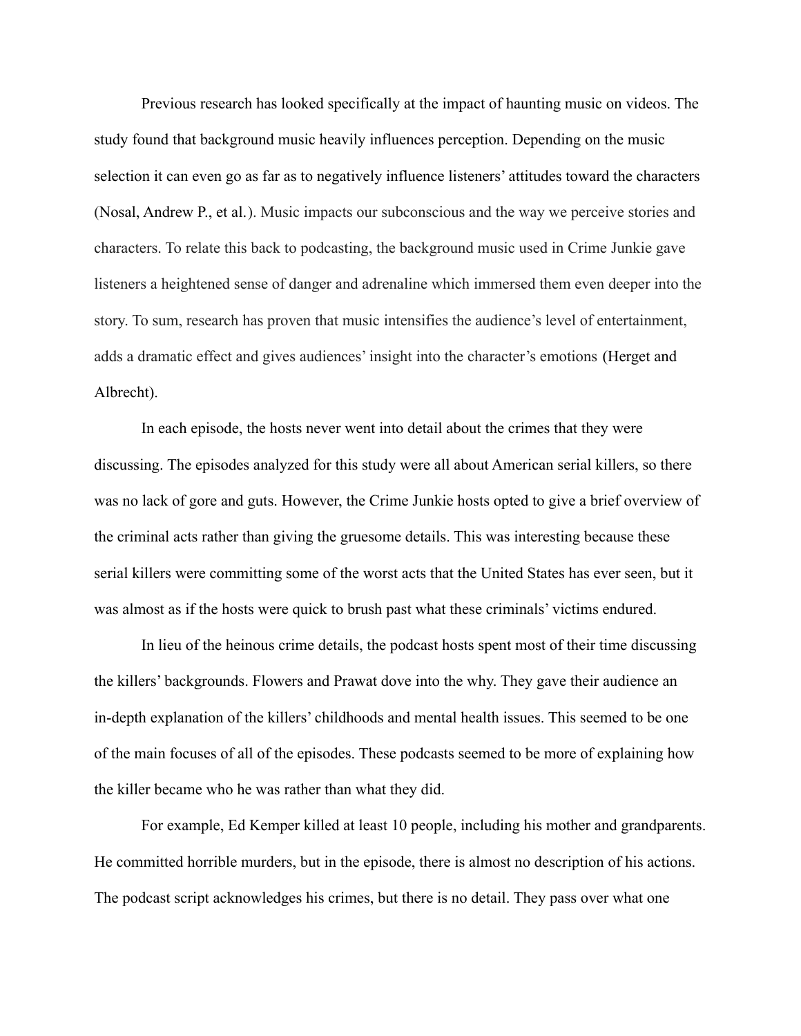Previous research has looked specifically at the impact of haunting music on videos. The study found that background music heavily influences perception. Depending on the music selection it can even go as far as to negatively influence listeners' attitudes toward the characters (Nosal, Andrew P., et al.). Music impacts our subconscious and the way we perceive stories and characters. To relate this back to podcasting, the background music used in Crime Junkie gave listeners a heightened sense of danger and adrenaline which immersed them even deeper into the story. To sum, research has proven that music intensifies the audience's level of entertainment, adds a dramatic effect and gives audiences' insight into the character's emotions (Herget and Albrecht).

In each episode, the hosts never went into detail about the crimes that they were discussing. The episodes analyzed for this study were all about American serial killers, so there was no lack of gore and guts. However, the Crime Junkie hosts opted to give a brief overview of the criminal acts rather than giving the gruesome details. This was interesting because these serial killers were committing some of the worst acts that the United States has ever seen, but it was almost as if the hosts were quick to brush past what these criminals' victims endured.

In lieu of the heinous crime details, the podcast hosts spent most of their time discussing the killers' backgrounds. Flowers and Prawat dove into the why. They gave their audience an in-depth explanation of the killers' childhoods and mental health issues. This seemed to be one of the main focuses of all of the episodes. These podcasts seemed to be more of explaining how the killer became who he was rather than what they did.

For example, Ed Kemper killed at least 10 people, including his mother and grandparents. He committed horrible murders, but in the episode, there is almost no description of his actions. The podcast script acknowledges his crimes, but there is no detail. They pass over what one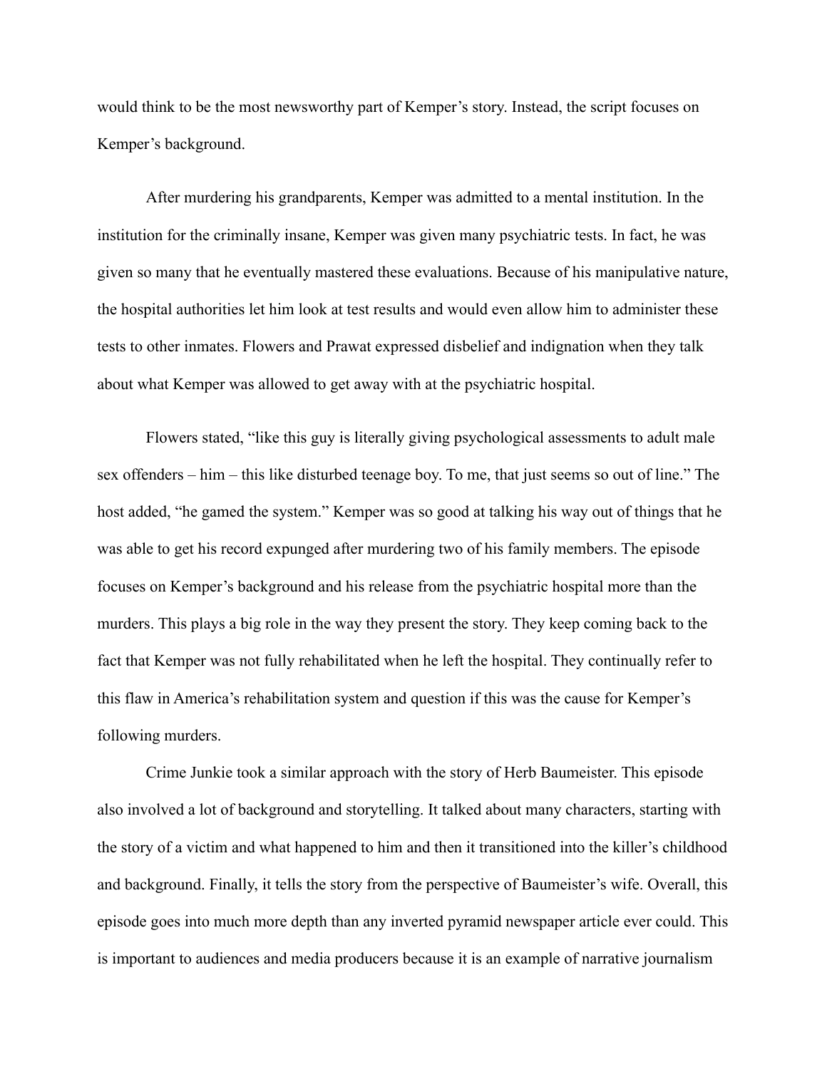would think to be the most newsworthy part of Kemper's story. Instead, the script focuses on Kemper's background.

After murdering his grandparents, Kemper was admitted to a mental institution. In the institution for the criminally insane, Kemper was given many psychiatric tests. In fact, he was given so many that he eventually mastered these evaluations. Because of his manipulative nature, the hospital authorities let him look at test results and would even allow him to administer these tests to other inmates. Flowers and Prawat expressed disbelief and indignation when they talk about what Kemper was allowed to get away with at the psychiatric hospital.

Flowers stated, "like this guy is literally giving psychological assessments to adult male sex offenders – him – this like disturbed teenage boy. To me, that just seems so out of line." The host added, "he gamed the system." Kemper was so good at talking his way out of things that he was able to get his record expunged after murdering two of his family members. The episode focuses on Kemper's background and his release from the psychiatric hospital more than the murders. This plays a big role in the way they present the story. They keep coming back to the fact that Kemper was not fully rehabilitated when he left the hospital. They continually refer to this flaw in America's rehabilitation system and question if this was the cause for Kemper's following murders.

Crime Junkie took a similar approach with the story of Herb Baumeister. This episode also involved a lot of background and storytelling. It talked about many characters, starting with the story of a victim and what happened to him and then it transitioned into the killer's childhood and background. Finally, it tells the story from the perspective of Baumeister's wife. Overall, this episode goes into much more depth than any inverted pyramid newspaper article ever could. This is important to audiences and media producers because it is an example of narrative journalism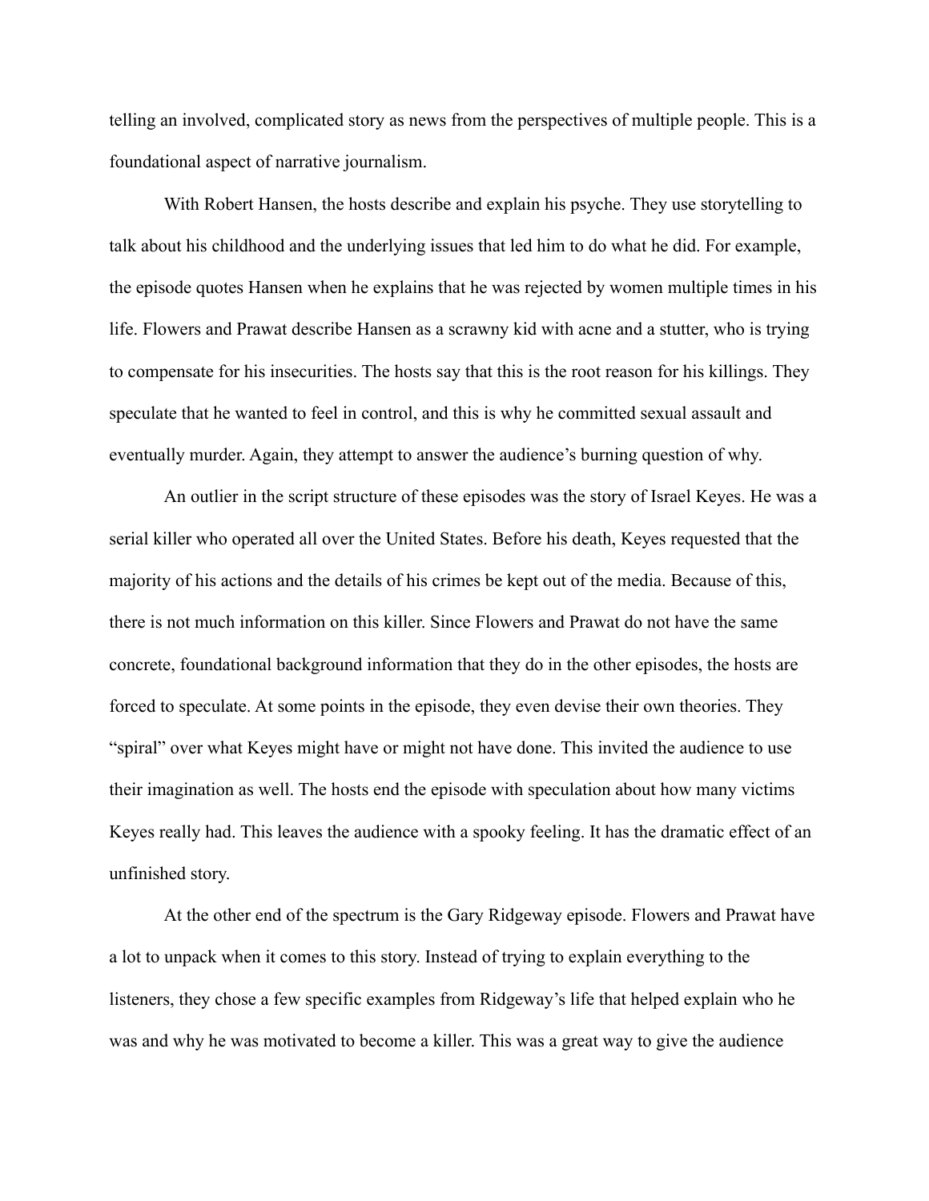telling an involved, complicated story as news from the perspectives of multiple people. This is a foundational aspect of narrative journalism.

With Robert Hansen, the hosts describe and explain his psyche. They use storytelling to talk about his childhood and the underlying issues that led him to do what he did. For example, the episode quotes Hansen when he explains that he was rejected by women multiple times in his life. Flowers and Prawat describe Hansen as a scrawny kid with acne and a stutter, who is trying to compensate for his insecurities. The hosts say that this is the root reason for his killings. They speculate that he wanted to feel in control, and this is why he committed sexual assault and eventually murder. Again, they attempt to answer the audience's burning question of why.

An outlier in the script structure of these episodes was the story of Israel Keyes. He was a serial killer who operated all over the United States. Before his death, Keyes requested that the majority of his actions and the details of his crimes be kept out of the media. Because of this, there is not much information on this killer. Since Flowers and Prawat do not have the same concrete, foundational background information that they do in the other episodes, the hosts are forced to speculate. At some points in the episode, they even devise their own theories. They "spiral" over what Keyes might have or might not have done. This invited the audience to use their imagination as well. The hosts end the episode with speculation about how many victims Keyes really had. This leaves the audience with a spooky feeling. It has the dramatic effect of an unfinished story.

At the other end of the spectrum is the Gary Ridgeway episode. Flowers and Prawat have a lot to unpack when it comes to this story. Instead of trying to explain everything to the listeners, they chose a few specific examples from Ridgeway's life that helped explain who he was and why he was motivated to become a killer. This was a great way to give the audience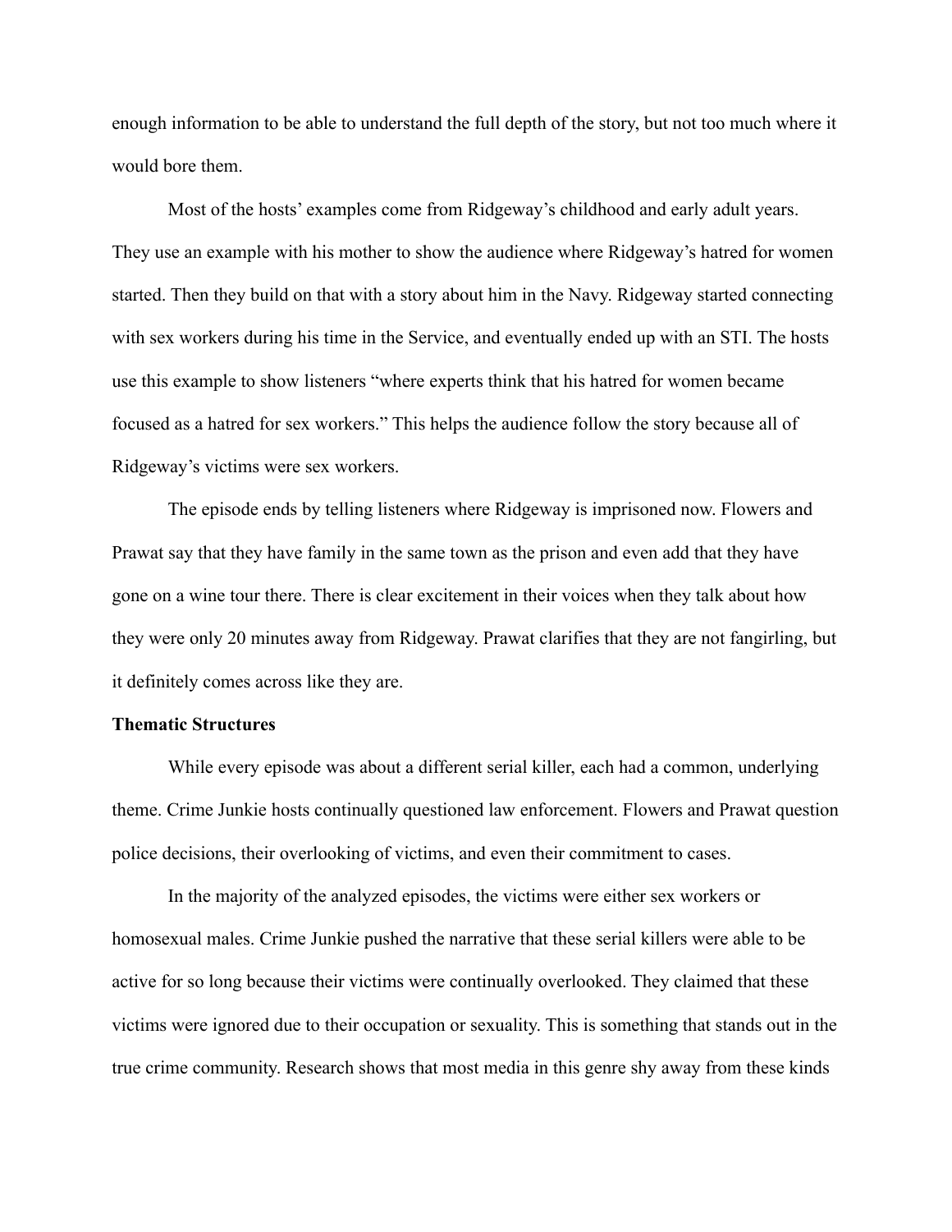enough information to be able to understand the full depth of the story, but not too much where it would bore them.

Most of the hosts' examples come from Ridgeway's childhood and early adult years. They use an example with his mother to show the audience where Ridgeway's hatred for women started. Then they build on that with a story about him in the Navy. Ridgeway started connecting with sex workers during his time in the Service, and eventually ended up with an STI. The hosts use this example to show listeners "where experts think that his hatred for women became focused as a hatred for sex workers." This helps the audience follow the story because all of Ridgeway's victims were sex workers.

The episode ends by telling listeners where Ridgeway is imprisoned now. Flowers and Prawat say that they have family in the same town as the prison and even add that they have gone on a wine tour there. There is clear excitement in their voices when they talk about how they were only 20 minutes away from Ridgeway. Prawat clarifies that they are not fangirling, but it definitely comes across like they are.

**Thematic Structures**

While every episode was about a different serial killer, each had a common, underlying theme. Crime Junkie hosts continually questioned law enforcement. Flowers and Prawat question police decisions, their overlooking of victims, and even their commitment to cases.

In the majority of the analyzed episodes, the victims were either sex workers or homosexual males. Crime Junkie pushed the narrative that these serial killers were able to be active for so long because their victims were continually overlooked. They claimed that these victims were ignored due to their occupation or sexuality. This is something that stands out in the true crime community. Research shows that most media in this genre shy away from these kinds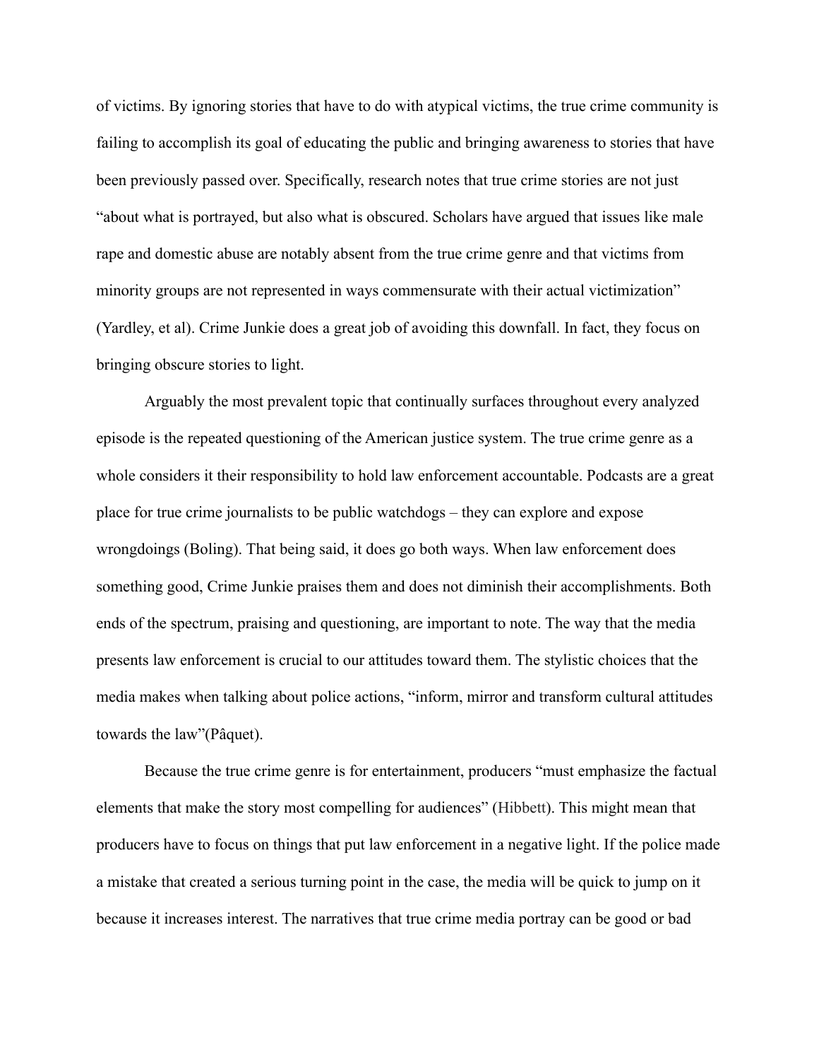of victims. By ignoring stories that have to do with atypical victims, the true crime community is failing to accomplish its goal of educating the public and bringing awareness to stories that have been previously passed over. Specifically, research notes that true crime stories are not just "about what is portrayed, but also what is obscured. Scholars have argued that issues like male rape and domestic abuse are notably absent from the true crime genre and that victims from minority groups are not represented in ways commensurate with their actual victimization" (Yardley, et al). Crime Junkie does a great job of avoiding this downfall. In fact, they focus on bringing obscure stories to light.

Arguably the most prevalent topic that continually surfaces throughout every analyzed episode is the repeated questioning of the American justice system. The true crime genre as a whole considers it their responsibility to hold law enforcement accountable. Podcasts are a great place for true crime journalists to be public watchdogs – they can explore and expose wrongdoings (Boling). That being said, it does go both ways. When law enforcement does something good, Crime Junkie praises them and does not diminish their accomplishments. Both ends of the spectrum, praising and questioning, are important to note. The way that the media presents law enforcement is crucial to our attitudes toward them. The stylistic choices that the media makes when talking about police actions, "inform, mirror and transform cultural attitudes towards the law"(Pâquet).

Because the true crime genre is for entertainment, producers "must emphasize the factual elements that make the story most compelling for audiences" (Hibbett). This might mean that producers have to focus on things that put law enforcement in a negative light. If the police made a mistake that created a serious turning point in the case, the media will be quick to jump on it because it increases interest. The narratives that true crime media portray can be good or bad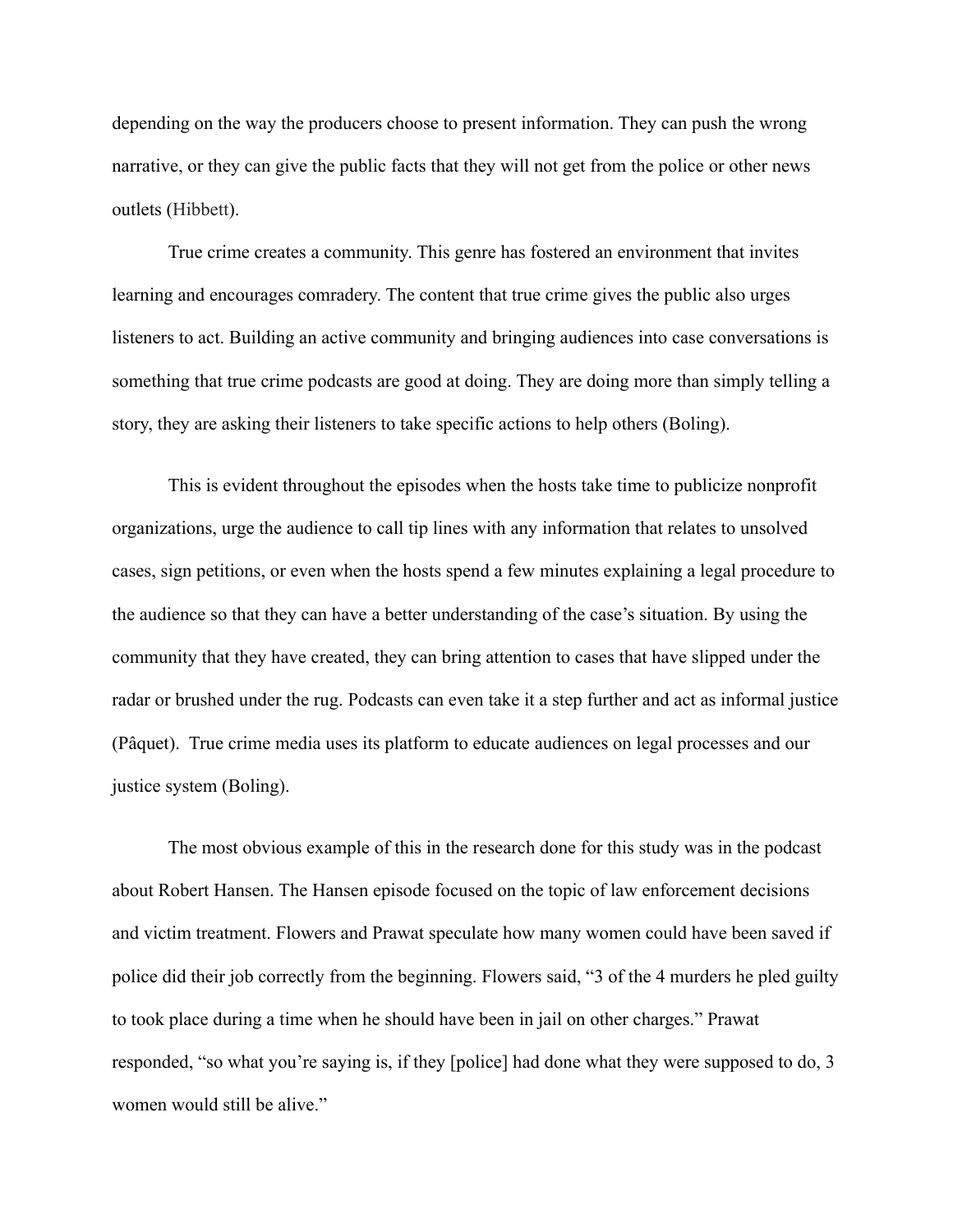depending on the way the producers choose to present information. They can push the wrong narrative, or they can give the public facts that they will not get from the police or other news outlets (Hibbett).

True crime creates a community. This genre has fostered an environment that invites learning and encourages comradery. The content that true crime gives the public also urges listeners to act. Building an active community and bringing audiences into case conversations is something that true crime podcasts are good at doing. They are doing more than simply telling a story, they are asking their listeners to take specific actions to help others (Boling).

This is evident throughout the episodes when the hosts take time to publicize nonprofit organizations, urge the audience to call tip lines with any information that relates to unsolved cases, sign petitions, or even when the hosts spend a few minutes explaining a legal procedure to the audience so that they can have a better understanding of the case's situation. By using the community that they have created, they can bring attention to cases that have slipped under the radar or brushed under the rug. Podcasts can even take it a step further and act as informal justice (Pâquet). True crime media uses its platform to educate audiences on legal processes and our justice system (Boling).

The most obvious example of this in the research done for this study was in the podcast about Robert Hansen. The Hansen episode focused on the topic of law enforcement decisions and victim treatment. Flowers and Prawat speculate how many women could have been saved if police did their job correctly from the beginning. Flowers said, "3 of the 4 murders he pled guilty to took place during a time when he should have been in jail on other charges." Prawat responded, "so what you're saying is, if they [police] had done what they were supposed to do, 3 women would still be alive."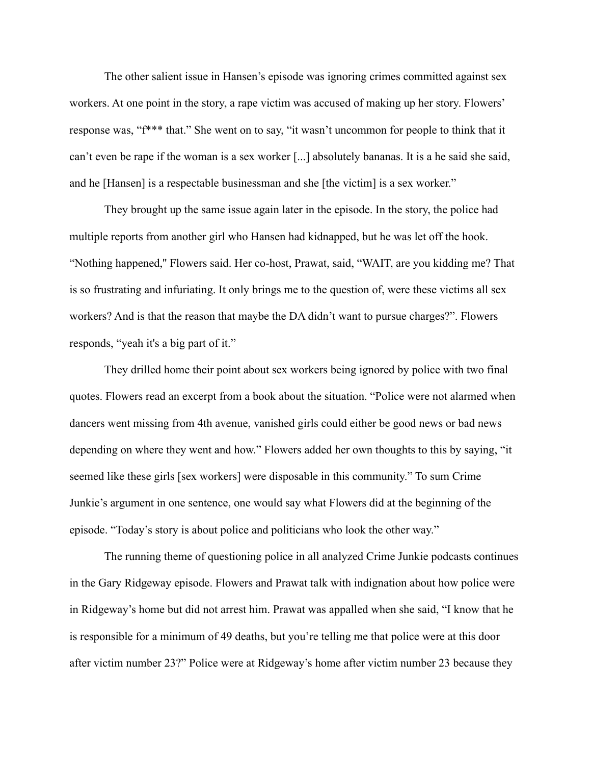The other salient issue in Hansen's episode was ignoring crimes committed against sex workers. At one point in the story, a rape victim was accused of making up her story. Flowers' response was, "f*** that." She went on to say, "it wasn't uncommon for people to think that it can't even be rape if the woman is a sex worker [...] absolutely bananas. It is a he said she said, and he [Hansen] is a respectable businessman and she [the victim] is a sex worker."

They brought up the same issue again later in the episode. In the story, the police had multiple reports from another girl who Hansen had kidnapped, but he was let off the hook. "Nothing happened," Flowers said. Her co-host, Prawat, said, "WAIT, are you kidding me? That is so frustrating and infuriating. It only brings me to the question of, were these victims all sex workers? And is that the reason that maybe the DA didn't want to pursue charges?". Flowers responds, "yeah it's a big part of it."

They drilled home their point about sex workers being ignored by police with two final quotes. Flowers read an excerpt from a book about the situation. "Police were not alarmed when dancers went missing from 4th avenue, vanished girls could either be good news or bad news depending on where they went and how." Flowers added her own thoughts to this by saying, "it seemed like these girls [sex workers] were disposable in this community." To sum Crime Junkie's argument in one sentence, one would say what Flowers did at the beginning of the episode. "Today's story is about police and politicians who look the other way."

The running theme of questioning police in all analyzed Crime Junkie podcasts continues in the Gary Ridgeway episode. Flowers and Prawat talk with indignation about how police were in Ridgeway's home but did not arrest him. Prawat was appalled when she said, "I know that he is responsible for a minimum of 49 deaths, but you're telling me that police were at this door after victim number 23?" Police were at Ridgeway's home after victim number 23 because they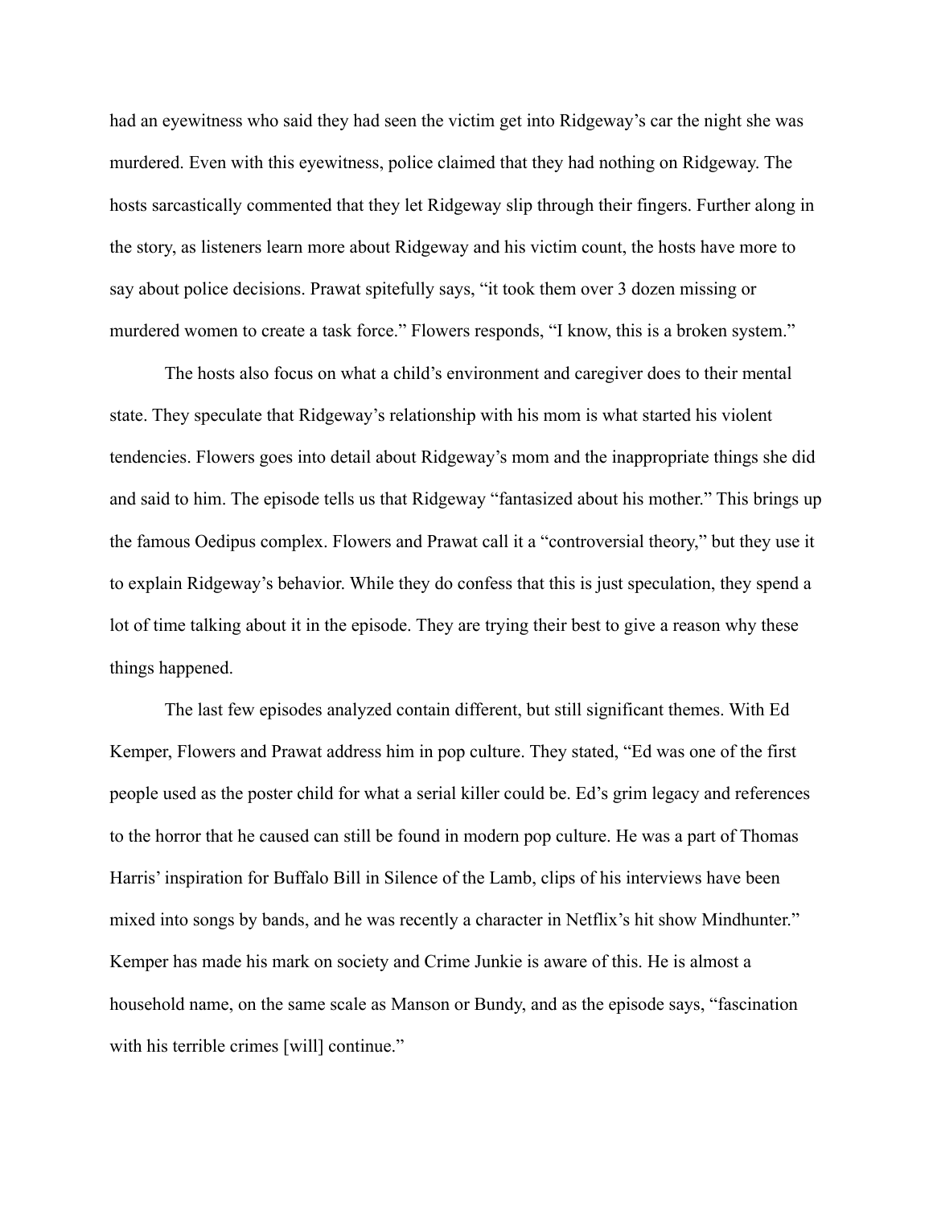had an eyewitness who said they had seen the victim get into Ridgeway's car the night she was murdered. Even with this eyewitness, police claimed that they had nothing on Ridgeway. The hosts sarcastically commented that they let Ridgeway slip through their fingers. Further along in the story, as listeners learn more about Ridgeway and his victim count, the hosts have more to say about police decisions. Prawat spitefully says, "it took them over 3 dozen missing or murdered women to create a task force." Flowers responds, "I know, this is a broken system."

The hosts also focus on what a child's environment and caregiver does to their mental state. They speculate that Ridgeway's relationship with his mom is what started his violent tendencies. Flowers goes into detail about Ridgeway's mom and the inappropriate things she did and said to him. The episode tells us that Ridgeway "fantasized about his mother." This brings up the famous Oedipus complex. Flowers and Prawat call it a "controversial theory," but they use it to explain Ridgeway's behavior. While they do confess that this is just speculation, they spend a lot of time talking about it in the episode. They are trying their best to give a reason why these things happened.

The last few episodes analyzed contain different, but still significant themes. With Ed Kemper, Flowers and Prawat address him in pop culture. They stated, "Ed was one of the first people used as the poster child for what a serial killer could be. Ed's grim legacy and references to the horror that he caused can still be found in modern pop culture. He was a part of Thomas Harris' inspiration for Buffalo Bill in Silence of the Lamb, clips of his interviews have been mixed into songs by bands, and he was recently a character in Netflix's hit show Mindhunter." Kemper has made his mark on society and Crime Junkie is aware of this. He is almost a household name, on the same scale as Manson or Bundy, and as the episode says, "fascination with his terrible crimes [will] continue."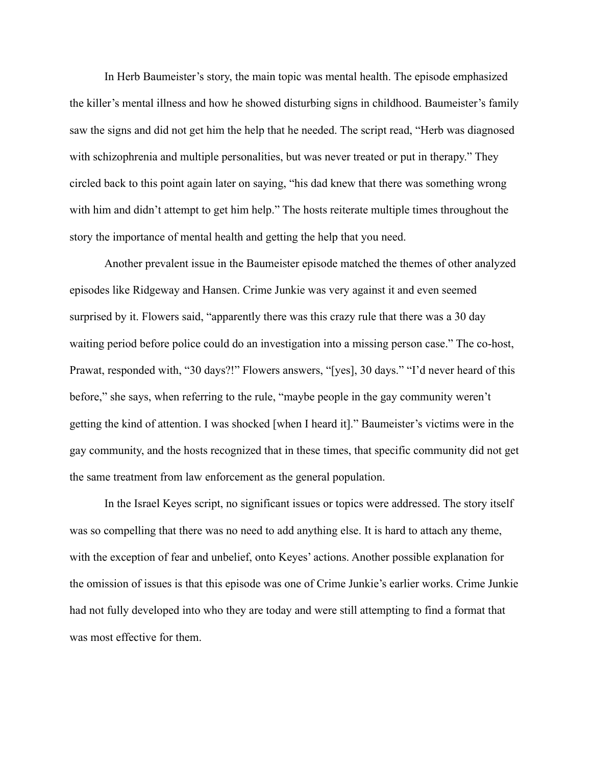In Herb Baumeister's story, the main topic was mental health. The episode emphasized the killer's mental illness and how he showed disturbing signs in childhood. Baumeister's family saw the signs and did not get him the help that he needed. The script read, "Herb was diagnosed with schizophrenia and multiple personalities, but was never treated or put in therapy." They circled back to this point again later on saying, "his dad knew that there was something wrong with him and didn't attempt to get him help." The hosts reiterate multiple times throughout the story the importance of mental health and getting the help that you need.

Another prevalent issue in the Baumeister episode matched the themes of other analyzed episodes like Ridgeway and Hansen. Crime Junkie was very against it and even seemed surprised by it. Flowers said, "apparently there was this crazy rule that there was a 30 day waiting period before police could do an investigation into a missing person case." The co-host, Prawat, responded with, "30 days?!" Flowers answers, "[yes], 30 days." "I'd never heard of this before," she says, when referring to the rule, "maybe people in the gay community weren't getting the kind of attention. I was shocked [when I heard it]." Baumeister's victims were in the gay community, and the hosts recognized that in these times, that specific community did not get the same treatment from law enforcement as the general population.

In the Israel Keyes script, no significant issues or topics were addressed. The story itself was so compelling that there was no need to add anything else. It is hard to attach any theme, with the exception of fear and unbelief, onto Keyes' actions. Another possible explanation for the omission of issues is that this episode was one of Crime Junkie's earlier works. Crime Junkie had not fully developed into who they are today and were still attempting to find a format that was most effective for them.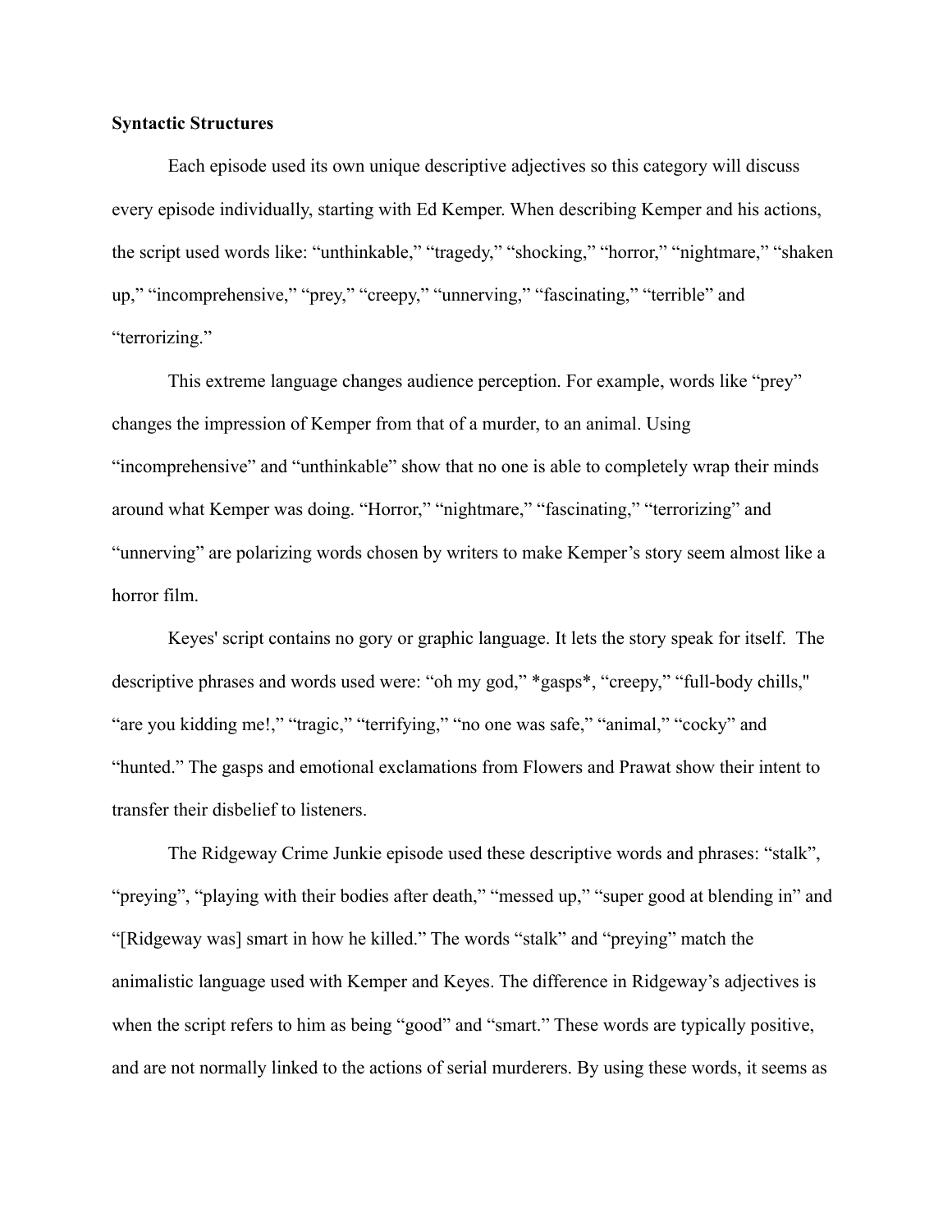**Syntactic Structures**

Each episode used its own unique descriptive adjectives so this category will discuss every episode individually, starting with Ed Kemper. When describing Kemper and his actions, the script used words like: “unthinkable,” “tragedy,” “shocking,” “horror,” “nightmare,” “shaken up,” “incomprehensive,” “prey,” “creepy,” “unnerving,” “fascinating,” “terrible” and “terrorizing.”

This extreme language changes audience perception. For example, words like “prey” changes the impression of Kemper from that of a murder, to an animal. Using “incomprehensive” and “unthinkable” show that no one is able to completely wrap their minds around what Kemper was doing. “Horror,” “nightmare,” “fascinating,” “terrorizing” and “unnerving” are polarizing words chosen by writers to make Kemper’s story seem almost like a horror film.

Keyes' script contains no gory or graphic language. It lets the story speak for itself. The descriptive phrases and words used were: “oh my god,” *gasps*, “creepy,” “full-body chills," “are you kidding me!,” “tragic,” “terrifying,” “no one was safe,” “animal,” “cocky” and “hunted.” The gasps and emotional exclamations from Flowers and Prawat show their intent to transfer their disbelief to listeners.

The Ridgeway Crime Junkie episode used these descriptive words and phrases: “stalk”, “preying”, “playing with their bodies after death,” “messed up,” “super good at blending in” and “[Ridgeway was] smart in how he killed.” The words “stalk” and “preying” match the animalistic language used with Kemper and Keyes. The difference in Ridgeway’s adjectives is when the script refers to him as being “good” and “smart.” These words are typically positive, and are not normally linked to the actions of serial murderers. By using these words, it seems as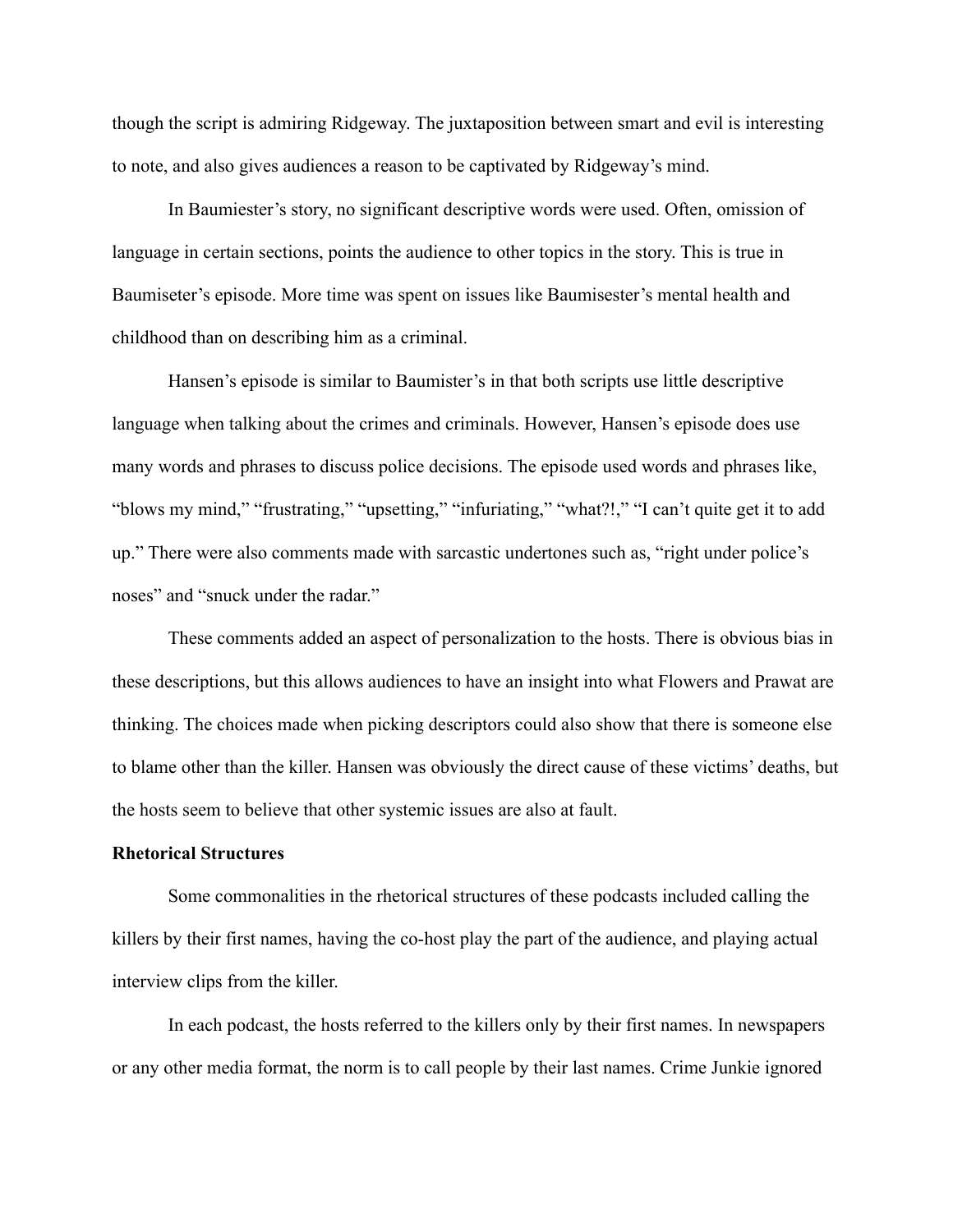though the script is admiring Ridgeway. The juxtaposition between smart and evil is interesting to note, and also gives audiences a reason to be captivated by Ridgeway's mind.

In Baumiester's story, no significant descriptive words were used. Often, omission of language in certain sections, points the audience to other topics in the story. This is true in Baumiseter's episode. More time was spent on issues like Baumisester's mental health and childhood than on describing him as a criminal.

Hansen's episode is similar to Baumister's in that both scripts use little descriptive language when talking about the crimes and criminals. However, Hansen's episode does use many words and phrases to discuss police decisions. The episode used words and phrases like, "blows my mind," "frustrating," "upsetting," "infuriating," "what?!," "I can't quite get it to add up." There were also comments made with sarcastic undertones such as, "right under police's noses" and "snuck under the radar."

These comments added an aspect of personalization to the hosts. There is obvious bias in these descriptions, but this allows audiences to have an insight into what Flowers and Prawat are thinking. The choices made when picking descriptors could also show that there is someone else to blame other than the killer. Hansen was obviously the direct cause of these victims' deaths, but the hosts seem to believe that other systemic issues are also at fault.

**Rhetorical Structures**

Some commonalities in the rhetorical structures of these podcasts included calling the killers by their first names, having the co-host play the part of the audience, and playing actual interview clips from the killer.

In each podcast, the hosts referred to the killers only by their first names. In newspapers or any other media format, the norm is to call people by their last names. Crime Junkie ignored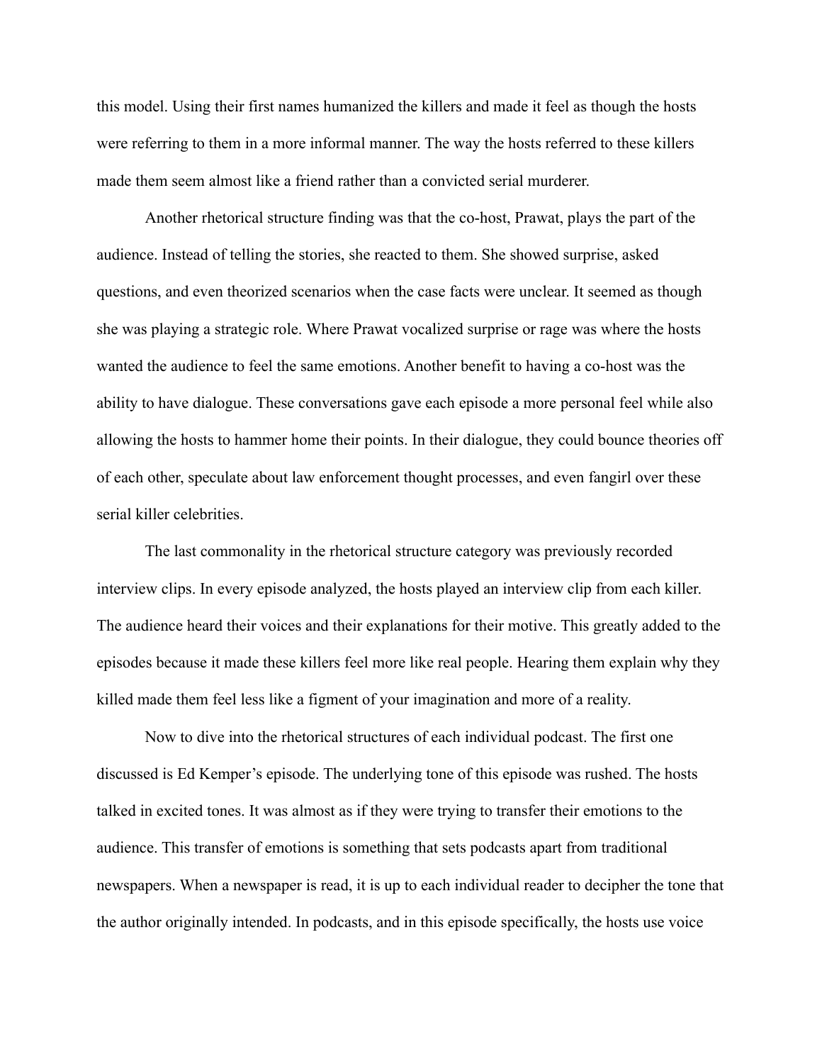this model. Using their first names humanized the killers and made it feel as though the hosts were referring to them in a more informal manner. The way the hosts referred to these killers made them seem almost like a friend rather than a convicted serial murderer.

Another rhetorical structure finding was that the co-host, Prawat, plays the part of the audience. Instead of telling the stories, she reacted to them. She showed surprise, asked questions, and even theorized scenarios when the case facts were unclear. It seemed as though she was playing a strategic role. Where Prawat vocalized surprise or rage was where the hosts wanted the audience to feel the same emotions. Another benefit to having a co-host was the ability to have dialogue. These conversations gave each episode a more personal feel while also allowing the hosts to hammer home their points. In their dialogue, they could bounce theories off of each other, speculate about law enforcement thought processes, and even fangirl over these serial killer celebrities.

The last commonality in the rhetorical structure category was previously recorded interview clips. In every episode analyzed, the hosts played an interview clip from each killer. The audience heard their voices and their explanations for their motive. This greatly added to the episodes because it made these killers feel more like real people. Hearing them explain why they killed made them feel less like a figment of your imagination and more of a reality.

Now to dive into the rhetorical structures of each individual podcast. The first one discussed is Ed Kemper's episode. The underlying tone of this episode was rushed. The hosts talked in excited tones. It was almost as if they were trying to transfer their emotions to the audience. This transfer of emotions is something that sets podcasts apart from traditional newspapers. When a newspaper is read, it is up to each individual reader to decipher the tone that the author originally intended. In podcasts, and in this episode specifically, the hosts use voice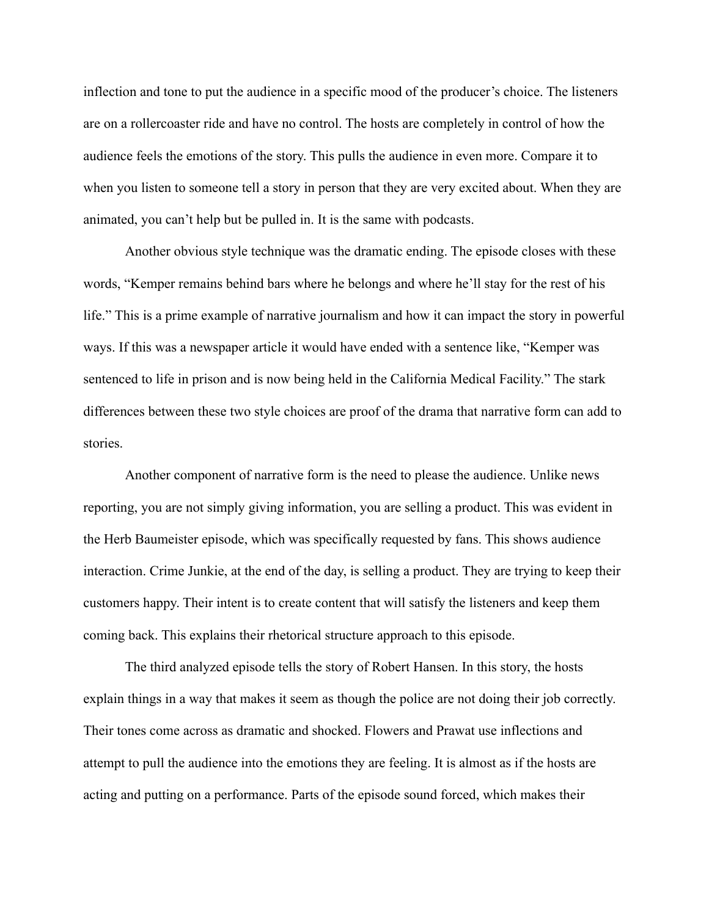inflection and tone to put the audience in a specific mood of the producer's choice. The listeners are on a rollercoaster ride and have no control. The hosts are completely in control of how the audience feels the emotions of the story. This pulls the audience in even more. Compare it to when you listen to someone tell a story in person that they are very excited about. When they are animated, you can't help but be pulled in. It is the same with podcasts.

Another obvious style technique was the dramatic ending. The episode closes with these words, "Kemper remains behind bars where he belongs and where he'll stay for the rest of his life." This is a prime example of narrative journalism and how it can impact the story in powerful ways. If this was a newspaper article it would have ended with a sentence like, "Kemper was sentenced to life in prison and is now being held in the California Medical Facility." The stark differences between these two style choices are proof of the drama that narrative form can add to stories.

Another component of narrative form is the need to please the audience. Unlike news reporting, you are not simply giving information, you are selling a product. This was evident in the Herb Baumeister episode, which was specifically requested by fans. This shows audience interaction. Crime Junkie, at the end of the day, is selling a product. They are trying to keep their customers happy. Their intent is to create content that will satisfy the listeners and keep them coming back. This explains their rhetorical structure approach to this episode.

The third analyzed episode tells the story of Robert Hansen. In this story, the hosts explain things in a way that makes it seem as though the police are not doing their job correctly. Their tones come across as dramatic and shocked. Flowers and Prawat use inflections and attempt to pull the audience into the emotions they are feeling. It is almost as if the hosts are acting and putting on a performance. Parts of the episode sound forced, which makes their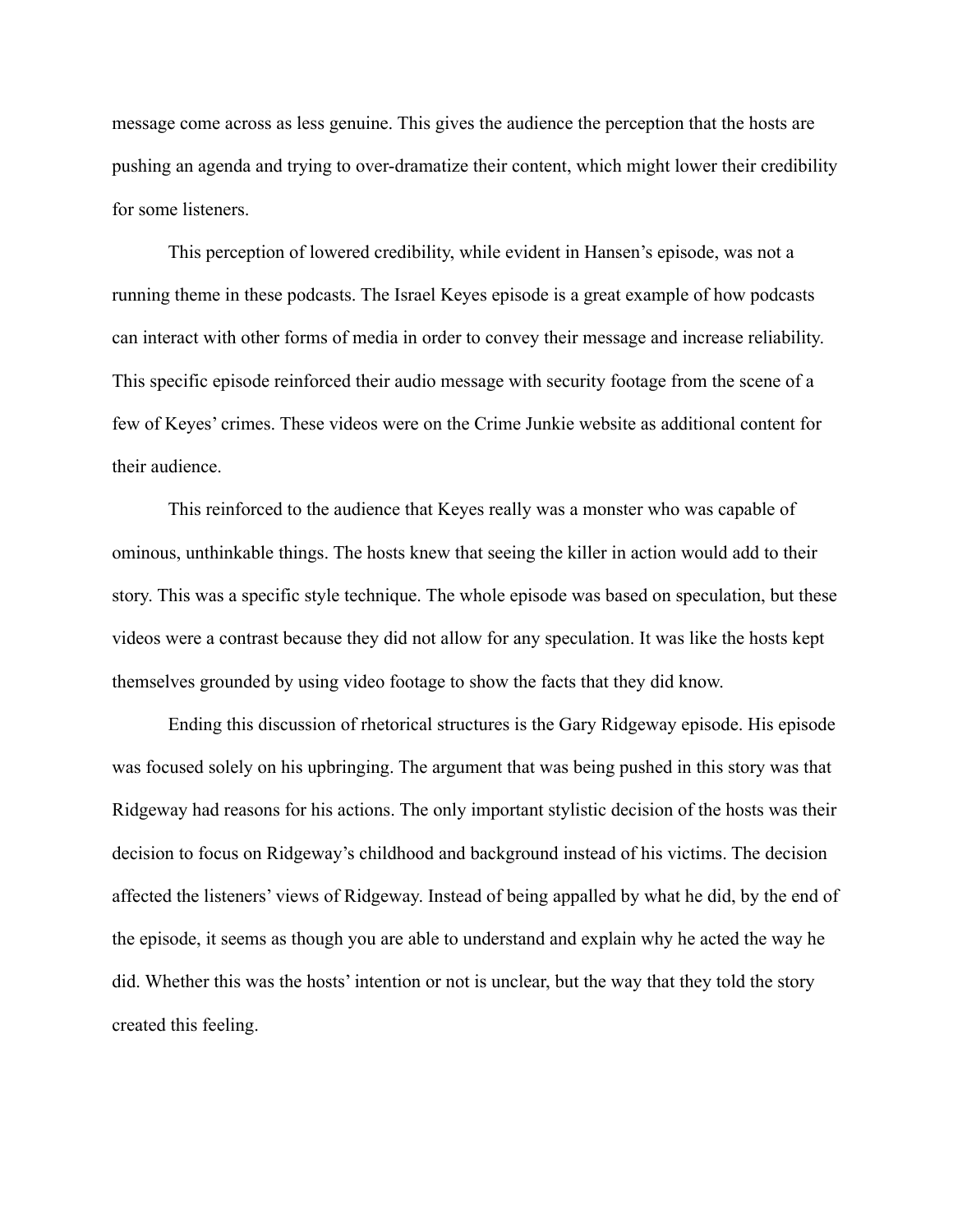message come across as less genuine. This gives the audience the perception that the hosts are pushing an agenda and trying to over-dramatize their content, which might lower their credibility for some listeners.

This perception of lowered credibility, while evident in Hansen's episode, was not a running theme in these podcasts. The Israel Keyes episode is a great example of how podcasts can interact with other forms of media in order to convey their message and increase reliability. This specific episode reinforced their audio message with security footage from the scene of a few of Keyes' crimes. These videos were on the Crime Junkie website as additional content for their audience.

This reinforced to the audience that Keyes really was a monster who was capable of ominous, unthinkable things. The hosts knew that seeing the killer in action would add to their story. This was a specific style technique. The whole episode was based on speculation, but these videos were a contrast because they did not allow for any speculation. It was like the hosts kept themselves grounded by using video footage to show the facts that they did know.

Ending this discussion of rhetorical structures is the Gary Ridgeway episode. His episode was focused solely on his upbringing. The argument that was being pushed in this story was that Ridgeway had reasons for his actions. The only important stylistic decision of the hosts was their decision to focus on Ridgeway's childhood and background instead of his victims. The decision affected the listeners' views of Ridgeway. Instead of being appalled by what he did, by the end of the episode, it seems as though you are able to understand and explain why he acted the way he did. Whether this was the hosts' intention or not is unclear, but the way that they told the story created this feeling.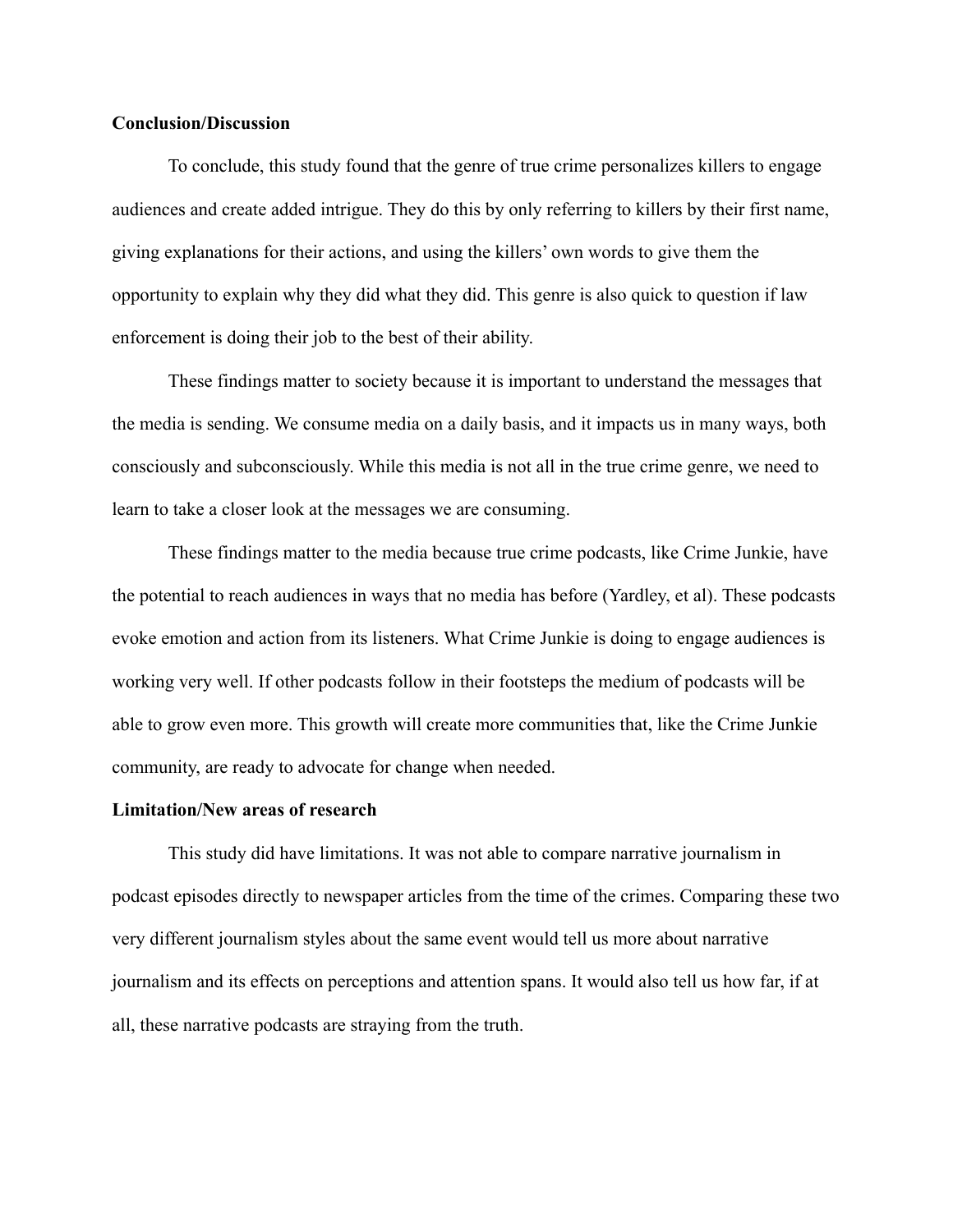**Conclusion/Discussion**

To conclude, this study found that the genre of true crime personalizes killers to engage audiences and create added intrigue. They do this by only referring to killers by their first name, giving explanations for their actions, and using the killers' own words to give them the opportunity to explain why they did what they did. This genre is also quick to question if law enforcement is doing their job to the best of their ability.

These findings matter to society because it is important to understand the messages that the media is sending. We consume media on a daily basis, and it impacts us in many ways, both consciously and subconsciously. While this media is not all in the true crime genre, we need to learn to take a closer look at the messages we are consuming.

These findings matter to the media because true crime podcasts, like Crime Junkie, have the potential to reach audiences in ways that no media has before (Yardley, et al). These podcasts evoke emotion and action from its listeners. What Crime Junkie is doing to engage audiences is working very well. If other podcasts follow in their footsteps the medium of podcasts will be able to grow even more. This growth will create more communities that, like the Crime Junkie community, are ready to advocate for change when needed.

**Limitation/New areas of research**

This study did have limitations. It was not able to compare narrative journalism in podcast episodes directly to newspaper articles from the time of the crimes. Comparing these two very different journalism styles about the same event would tell us more about narrative journalism and its effects on perceptions and attention spans. It would also tell us how far, if at all, these narrative podcasts are straying from the truth.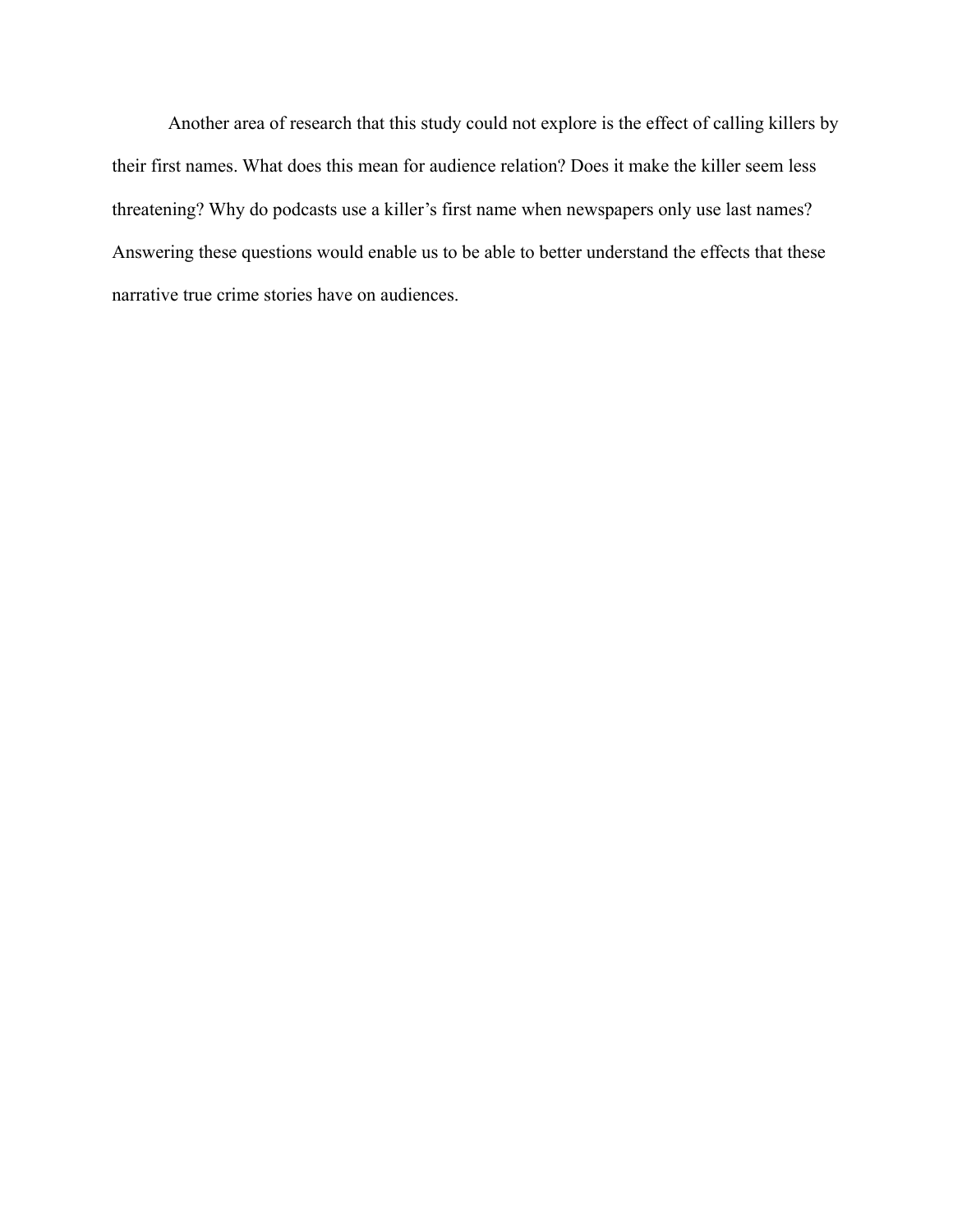Another area of research that this study could not explore is the effect of calling killers by their first names. What does this mean for audience relation? Does it make the killer seem less threatening? Why do podcasts use a killer's first name when newspapers only use last names? Answering these questions would enable us to be able to better understand the effects that these narrative true crime stories have on audiences.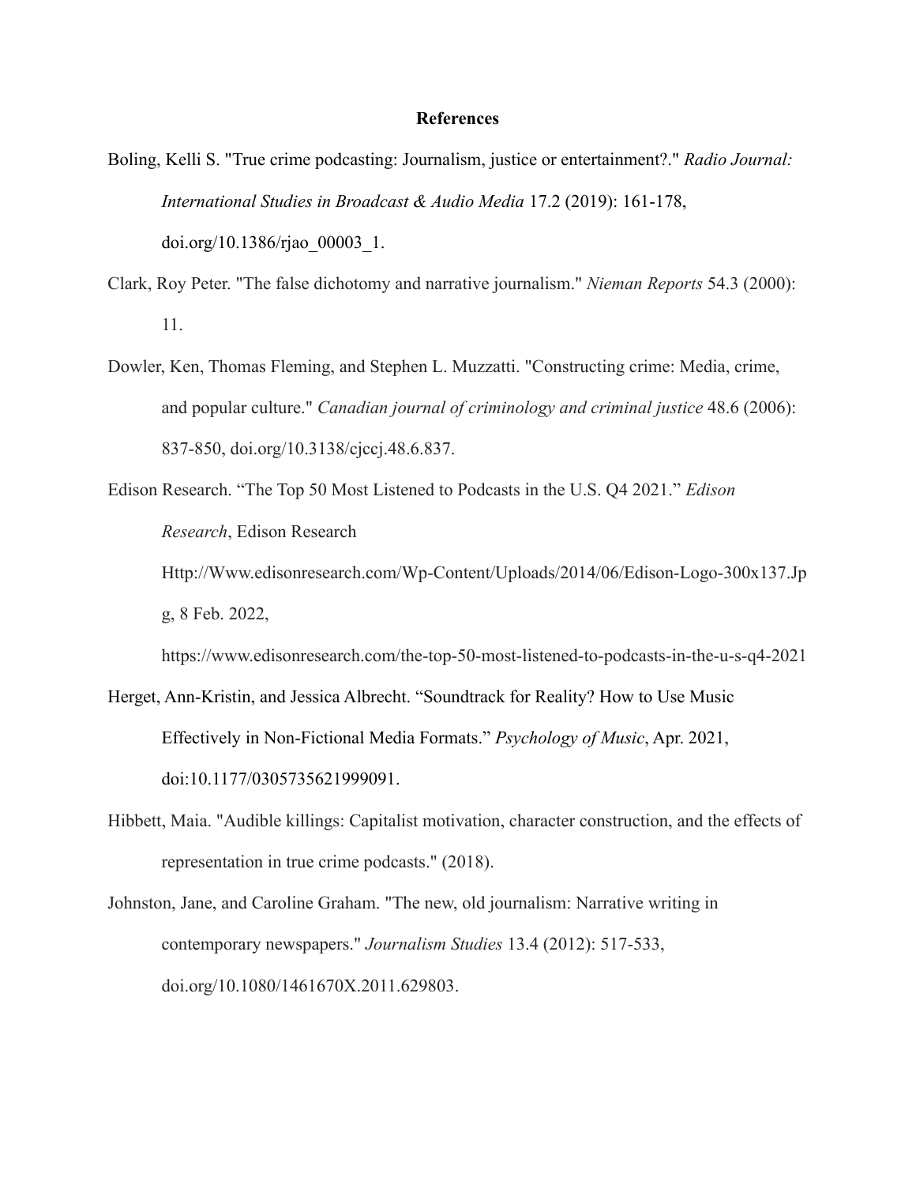## References

Boling, Kelli S. "True crime podcasting: Journalism, justice or entertainment?." *Radio Journal: International Studies in Broadcast & Audio Media* 17.2 (2019): 161-178, doi.org/10.1386/rjao_00003_1.

Clark, Roy Peter. "The false dichotomy and narrative journalism." *Nieman Reports* 54.3 (2000): 11.

Dowler, Ken, Thomas Fleming, and Stephen L. Muzzatti. "Constructing crime: Media, crime, and popular culture." *Canadian journal of criminology and criminal justice* 48.6 (2006): 837-850, doi.org/10.3138/cjccj.48.6.837.

Edison Research. "The Top 50 Most Listened to Podcasts in the U.S. Q4 2021." *Edison Research*, Edison Research Http://Www.edisonresearch.com/Wp-Content/Uploads/2014/06/Edison-Logo-300x137.Jpg, 8 Feb. 2022, https://www.edisonresearch.com/the-top-50-most-listened-to-podcasts-in-the-u-s-q4-2021

Herget, Ann-Kristin, and Jessica Albrecht. "Soundtrack for Reality? How to Use Music Effectively in Non-Fictional Media Formats." *Psychology of Music*, Apr. 2021, doi:10.1177/0305735621999091.

Hibbett, Maia. "Audible killings: Capitalist motivation, character construction, and the effects of representation in true crime podcasts." (2018).

Johnston, Jane, and Caroline Graham. "The new, old journalism: Narrative writing in contemporary newspapers." *Journalism Studies* 13.4 (2012): 517-533, doi.org/10.1080/1461670X.2011.629803.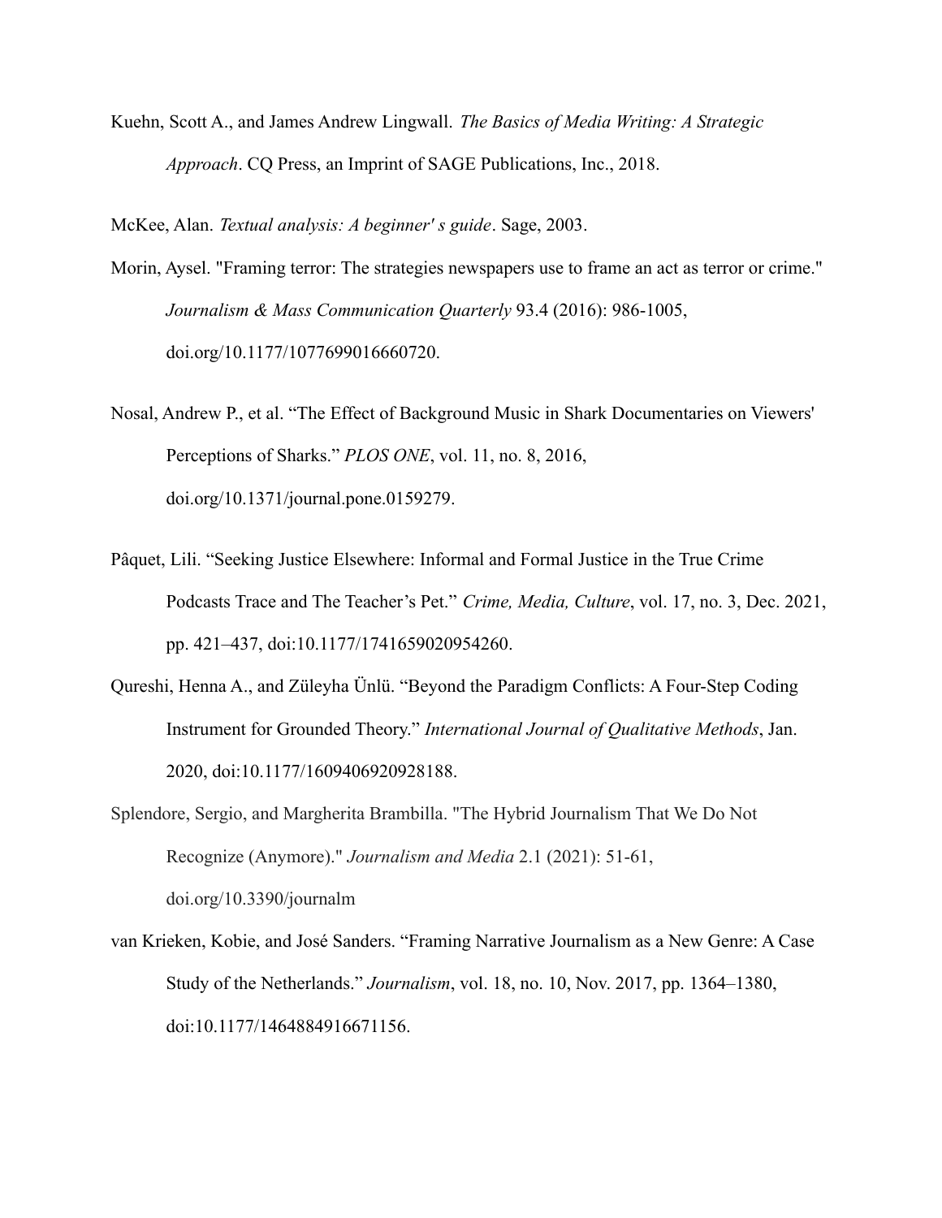Kuehn, Scott A., and James Andrew Lingwall. *The Basics of Media Writing: A Strategic Approach*. CQ Press, an Imprint of SAGE Publications, Inc., 2018.

McKee, Alan. *Textual analysis: A beginner' s guide*. Sage, 2003.

Morin, Aysel. "Framing terror: The strategies newspapers use to frame an act as terror or crime." *Journalism & Mass Communication Quarterly* 93.4 (2016): 986-1005, doi.org/10.1177/1077699016660720.

Nosal, Andrew P., et al. "The Effect of Background Music in Shark Documentaries on Viewers' Perceptions of Sharks." *PLOS ONE*, vol. 11, no. 8, 2016, doi.org/10.1371/journal.pone.0159279.

Pâquet, Lili. "Seeking Justice Elsewhere: Informal and Formal Justice in the True Crime Podcasts Trace and The Teacher's Pet." *Crime, Media, Culture*, vol. 17, no. 3, Dec. 2021, pp. 421–437, doi:10.1177/1741659020954260.

Qureshi, Henna A., and Züleyha Ünlü. "Beyond the Paradigm Conflicts: A Four-Step Coding Instrument for Grounded Theory." *International Journal of Qualitative Methods*, Jan. 2020, doi:10.1177/1609406920928188.

Splendore, Sergio, and Margherita Brambilla. "The Hybrid Journalism That We Do Not Recognize (Anymore)." *Journalism and Media* 2.1 (2021): 51-61, doi.org/10.3390/journalm

van Krieken, Kobie, and José Sanders. "Framing Narrative Journalism as a New Genre: A Case Study of the Netherlands." *Journalism*, vol. 18, no. 10, Nov. 2017, pp. 1364–1380, doi:10.1177/1464884916671156.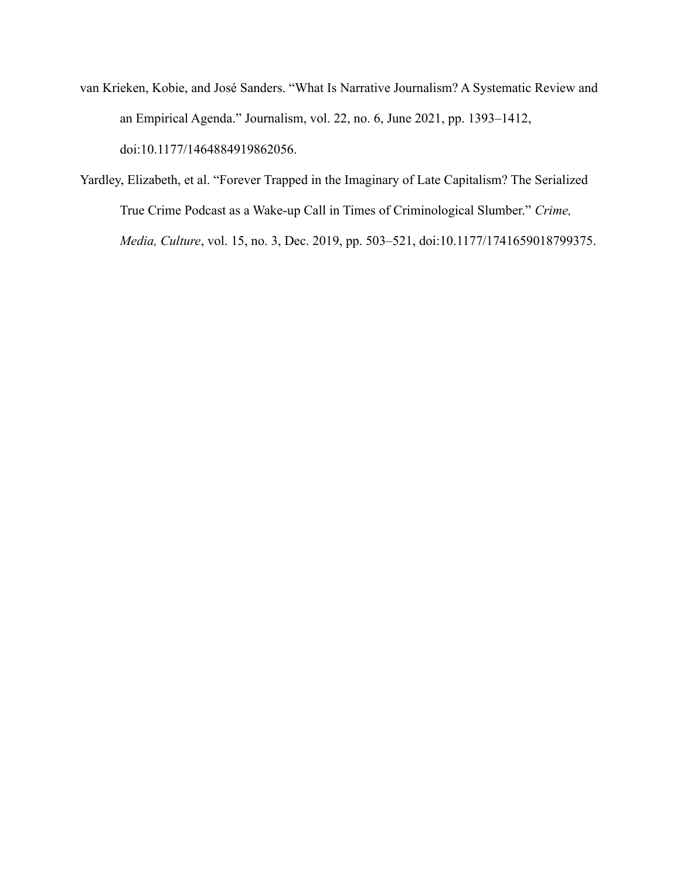van Krieken, Kobie, and José Sanders. "What Is Narrative Journalism? A Systematic Review and an Empirical Agenda." Journalism, vol. 22, no. 6, June 2021, pp. 1393–1412, doi:10.1177/1464884919862056.

Yardley, Elizabeth, et al. "Forever Trapped in the Imaginary of Late Capitalism? The Serialized True Crime Podcast as a Wake-up Call in Times of Criminological Slumber." *Crime, Media, Culture*, vol. 15, no. 3, Dec. 2019, pp. 503–521, doi:10.1177/1741659018799375.